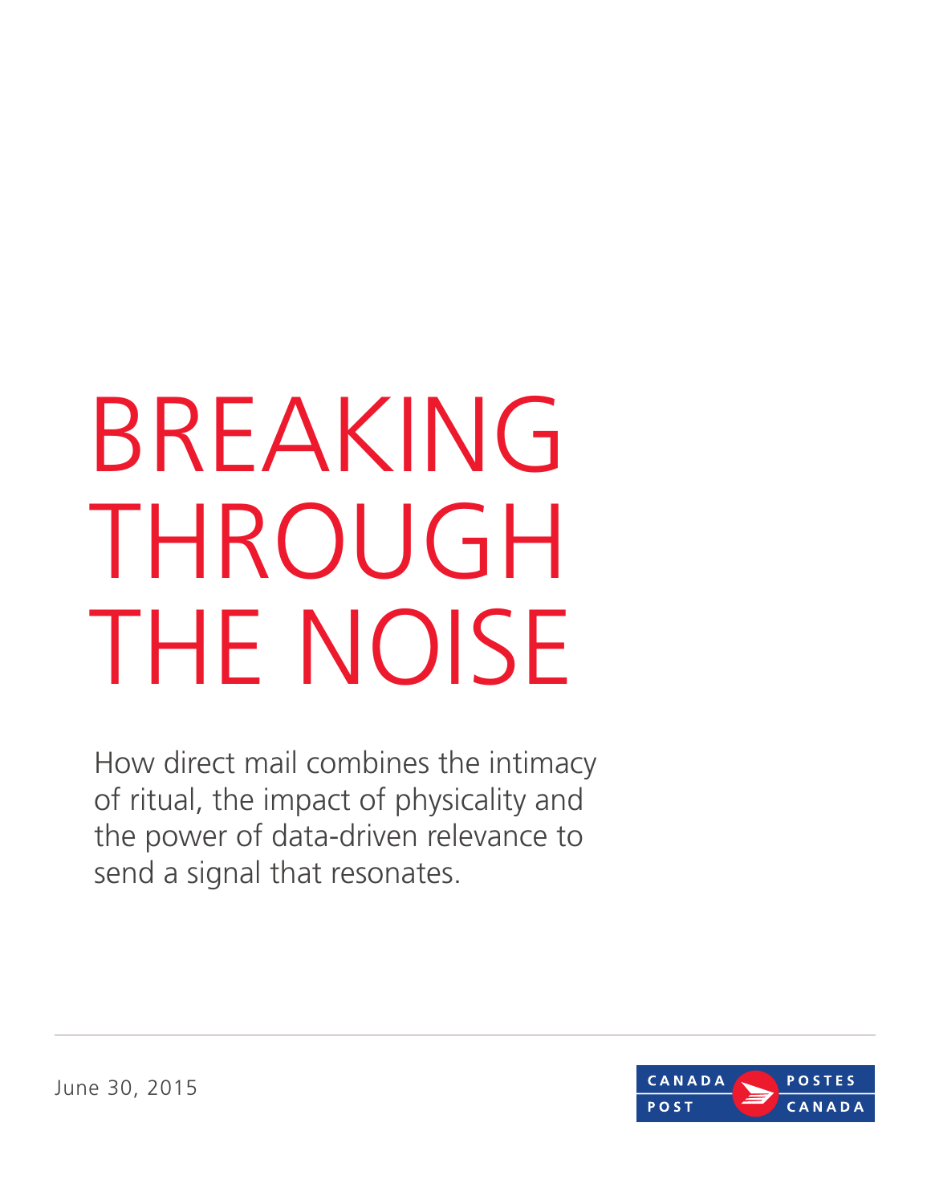# BREAKING THROUGH THE NOISE

How direct mail combines the intimacy of ritual, the impact of physicality and the power of data-driven relevance to send a signal that resonates.

June 30, 2015

CANADA POST POSTES CANADA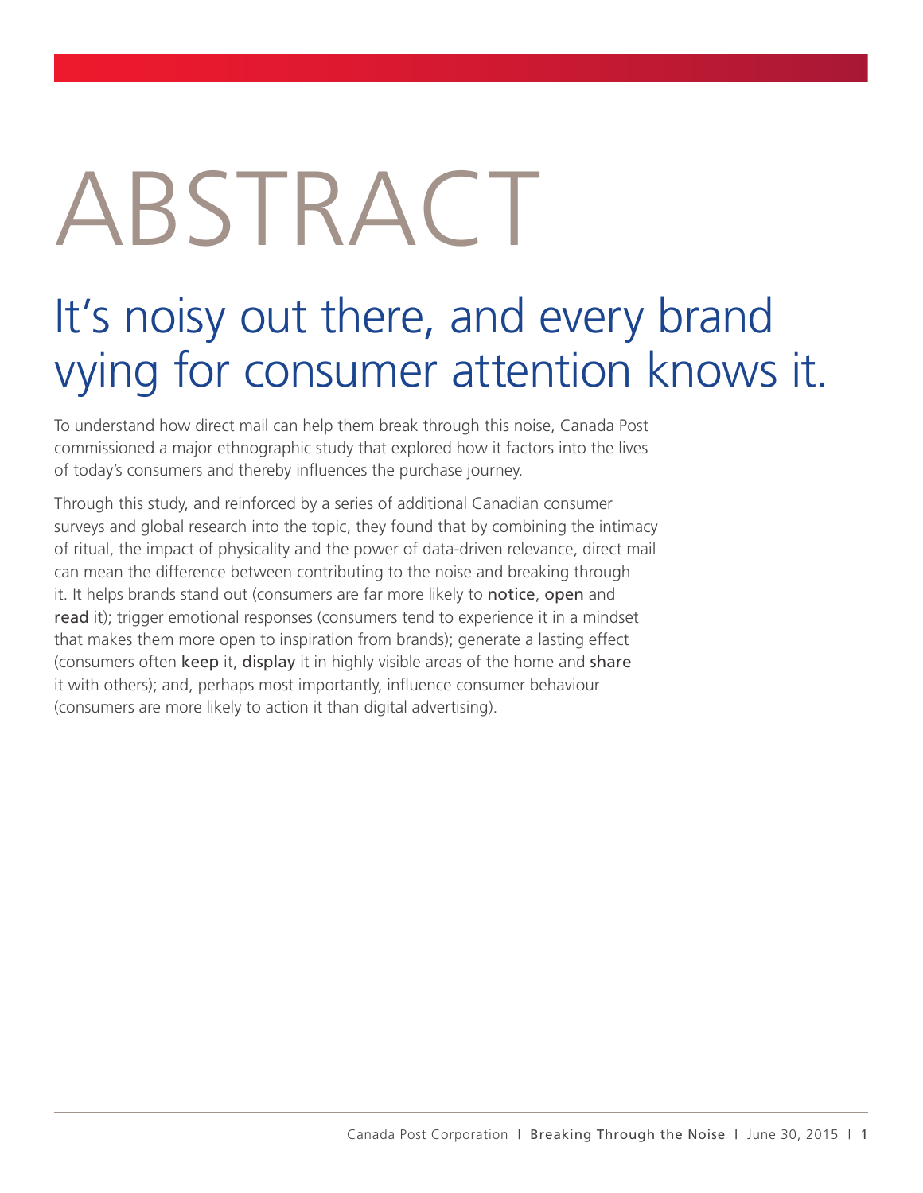# ABSTRACT

## It's noisy out there, and every brand vying for consumer attention knows it.

To understand how direct mail can help them break through this noise, Canada Post commissioned a major ethnographic study that explored how it factors into the lives of today's consumers and thereby influences the purchase journey.

Through this study, and reinforced by a series of additional Canadian consumer surveys and global research into the topic, they found that by combining the intimacy of ritual, the impact of physicality and the power of data-driven relevance, direct mail can mean the difference between contributing to the noise and breaking through it. It helps brands stand out (consumers are far more likely to notice, open and read it); trigger emotional responses (consumers tend to experience it in a mindset that makes them more open to inspiration from brands); generate a lasting effect (consumers often keep it, display it in highly visible areas of the home and share it with others); and, perhaps most importantly, influence consumer behaviour (consumers are more likely to action it than digital advertising).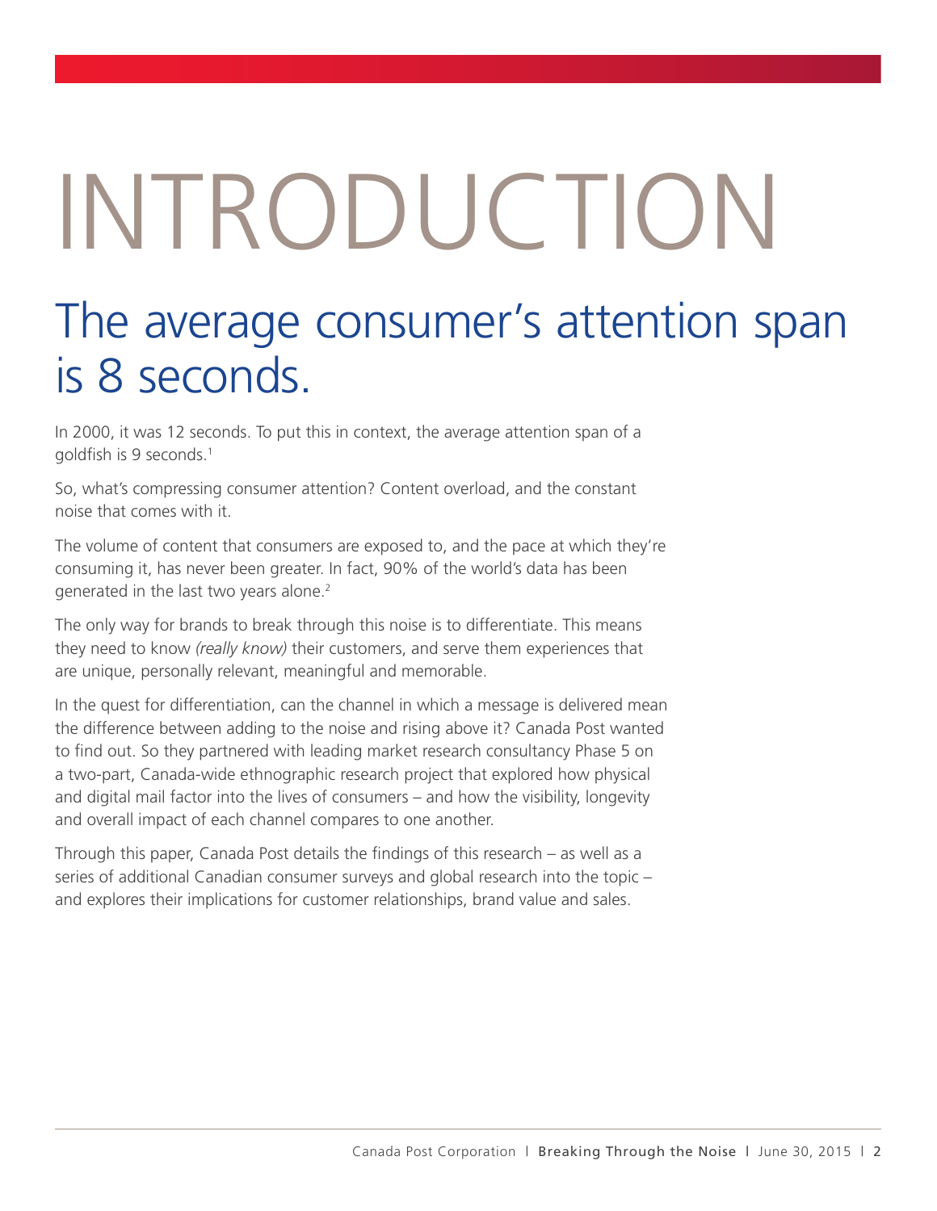# INTRODUCTION

## The average consumer's attention span is 8 seconds.

In 2000, it was 12 seconds. To put this in context, the average attention span of a goldfish is 9 seconds.[1]

So, what's compressing consumer attention? Content overload, and the constant noise that comes with it.

The volume of content that consumers are exposed to, and the pace at which they're consuming it, has never been greater. In fact, 90% of the world's data has been generated in the last two years alone.[2]

The only way for brands to break through this noise is to differentiate. This means they need to know *(really know)* their customers, and serve them experiences that are unique, personally relevant, meaningful and memorable.

In the quest for differentiation, can the channel in which a message is delivered mean the difference between adding to the noise and rising above it? Canada Post wanted to find out. So they partnered with leading market research consultancy Phase 5 on a two-part, Canada-wide ethnographic research project that explored how physical and digital mail factor into the lives of consumers – and how the visibility, longevity and overall impact of each channel compares to one another.

Through this paper, Canada Post details the findings of this research – as well as a series of additional Canadian consumer surveys and global research into the topic – and explores their implications for customer relationships, brand value and sales.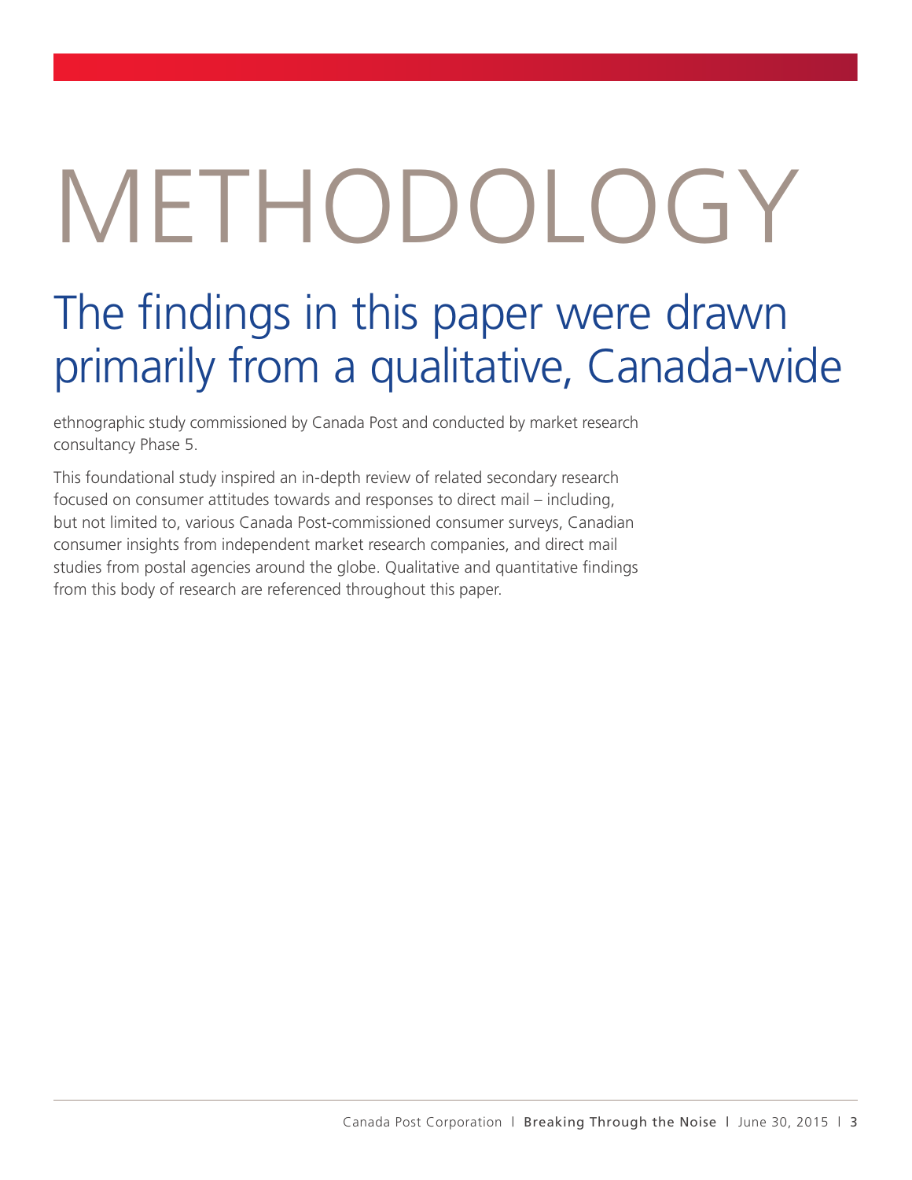# METHODOLOGY

## The findings in this paper were drawn primarily from a qualitative, Canada-wide

ethnographic study commissioned by Canada Post and conducted by market research consultancy Phase 5.

This foundational study inspired an in-depth review of related secondary research focused on consumer attitudes towards and responses to direct mail – including, but not limited to, various Canada Post-commissioned consumer surveys, Canadian consumer insights from independent market research companies, and direct mail studies from postal agencies around the globe. Qualitative and quantitative findings from this body of research are referenced throughout this paper.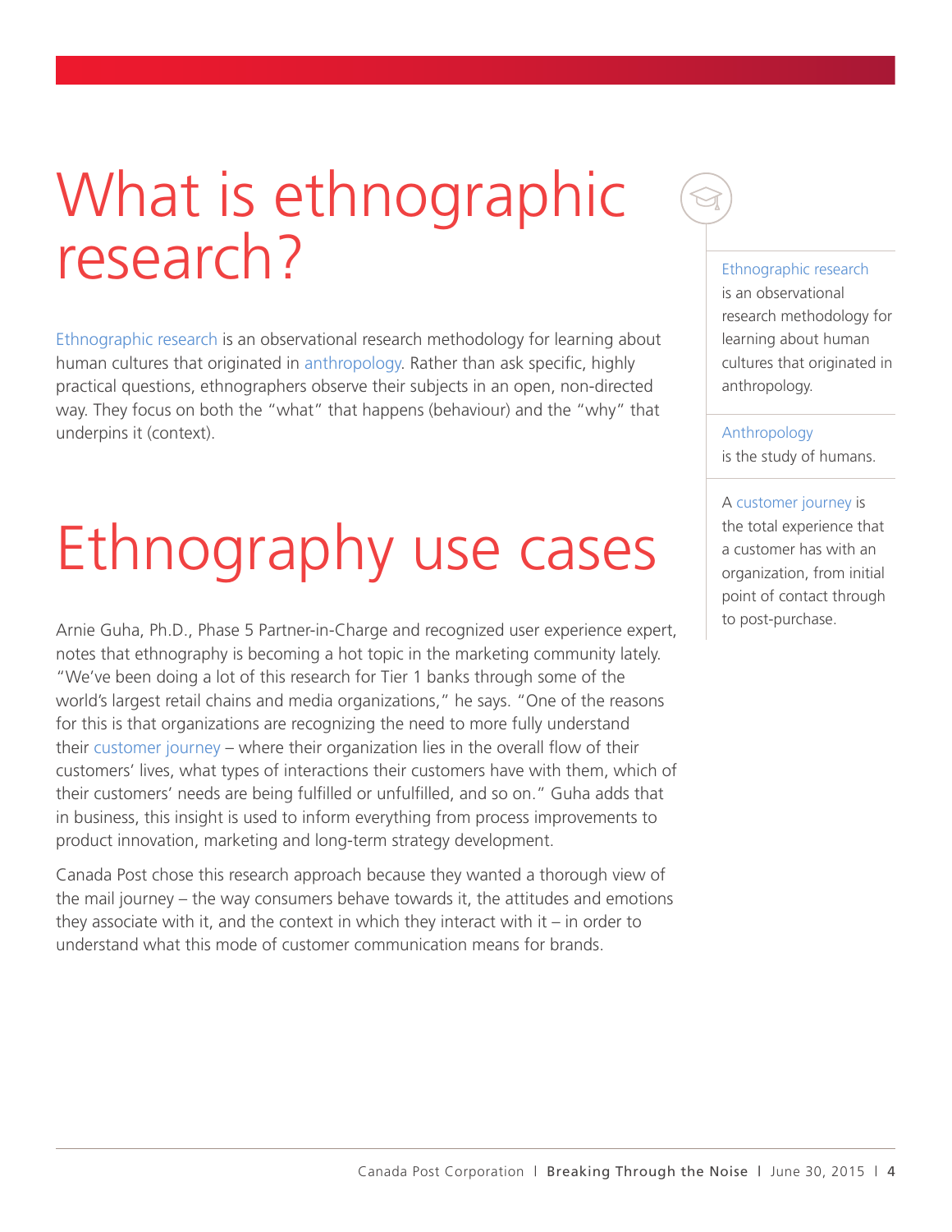# What is ethnographic research?

Ethnographic research is an observational research methodology for learning about human cultures that originated in anthropology. Rather than ask specific, highly practical questions, ethnographers observe their subjects in an open, non-directed way. They focus on both the "what" that happens (behaviour) and the "why" that underpins it (context).

# Ethnography use cases

Arnie Guha, Ph.D., Phase 5 Partner-in-Charge and recognized user experience expert, notes that ethnography is becoming a hot topic in the marketing community lately. "We've been doing a lot of this research for Tier 1 banks through some of the world's largest retail chains and media organizations," he says. "One of the reasons for this is that organizations are recognizing the need to more fully understand their customer journey – where their organization lies in the overall flow of their customers' lives, what types of interactions their customers have with them, which of their customers' needs are being fulfilled or unfulfilled, and so on." Guha adds that in business, this insight is used to inform everything from process improvements to product innovation, marketing and long-term strategy development.

Canada Post chose this research approach because they wanted a thorough view of the mail journey – the way consumers behave towards it, the attitudes and emotions they associate with it, and the context in which they interact with it – in order to understand what this mode of customer communication means for brands.

---

Ethnographic research is an observational research methodology for learning about human cultures that originated in anthropology.

Anthropology is the study of humans.

A customer journey is the total experience that a customer has with an organization, from initial point of contact through to post-purchase.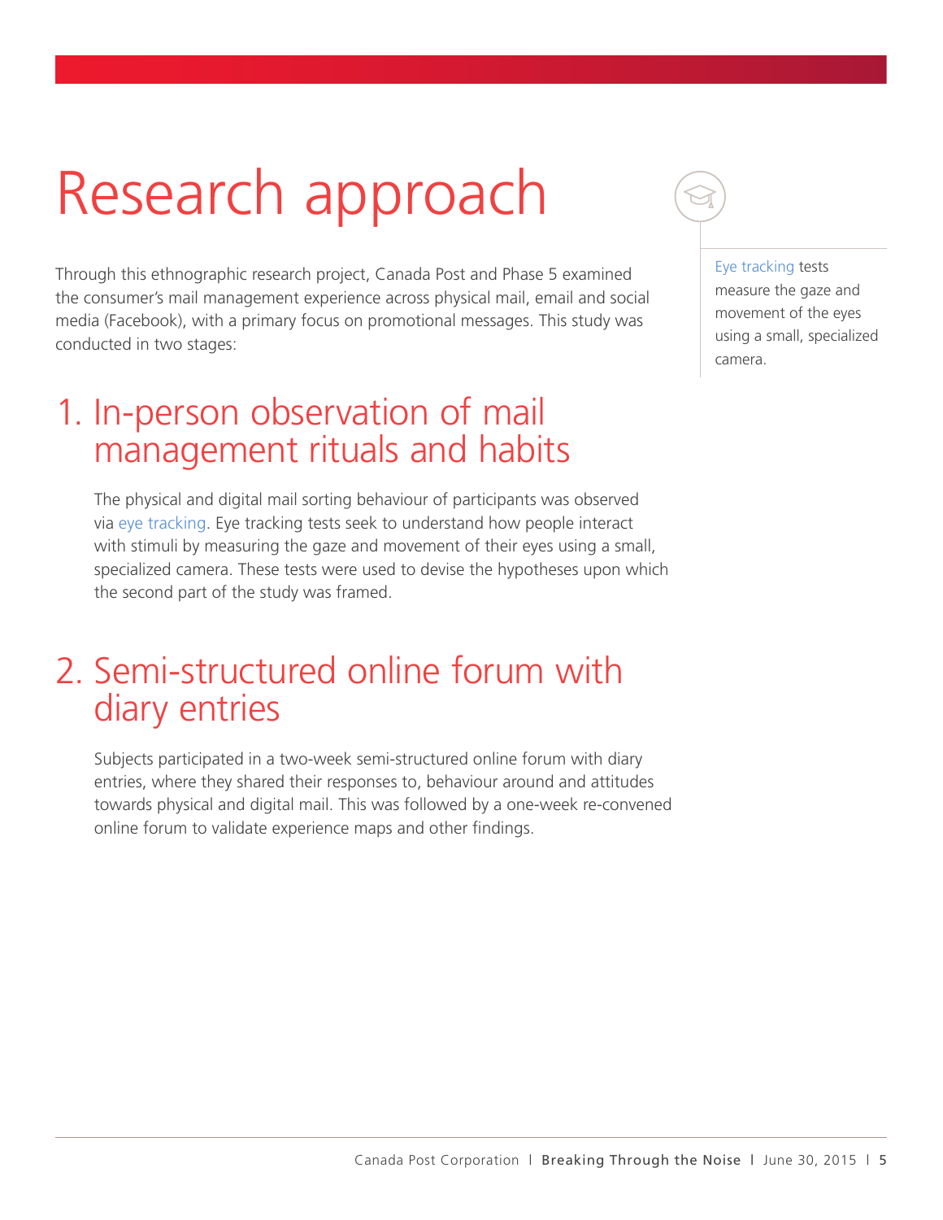# Research approach

Through this ethnographic research project, Canada Post and Phase 5 examined the consumer's mail management experience across physical mail, email and social media (Facebook), with a primary focus on promotional messages. This study was conducted in two stages:

> Eye tracking tests measure the gaze and movement of the eyes using a small, specialized camera.

## 1. In-person observation of mail management rituals and habits

The physical and digital mail sorting behaviour of participants was observed via eye tracking. Eye tracking tests seek to understand how people interact with stimuli by measuring the gaze and movement of their eyes using a small, specialized camera. These tests were used to devise the hypotheses upon which the second part of the study was framed.

## 2. Semi-structured online forum with diary entries

Subjects participated in a two-week semi-structured online forum with diary entries, where they shared their responses to, behaviour around and attitudes towards physical and digital mail. This was followed by a one-week re-convened online forum to validate experience maps and other findings.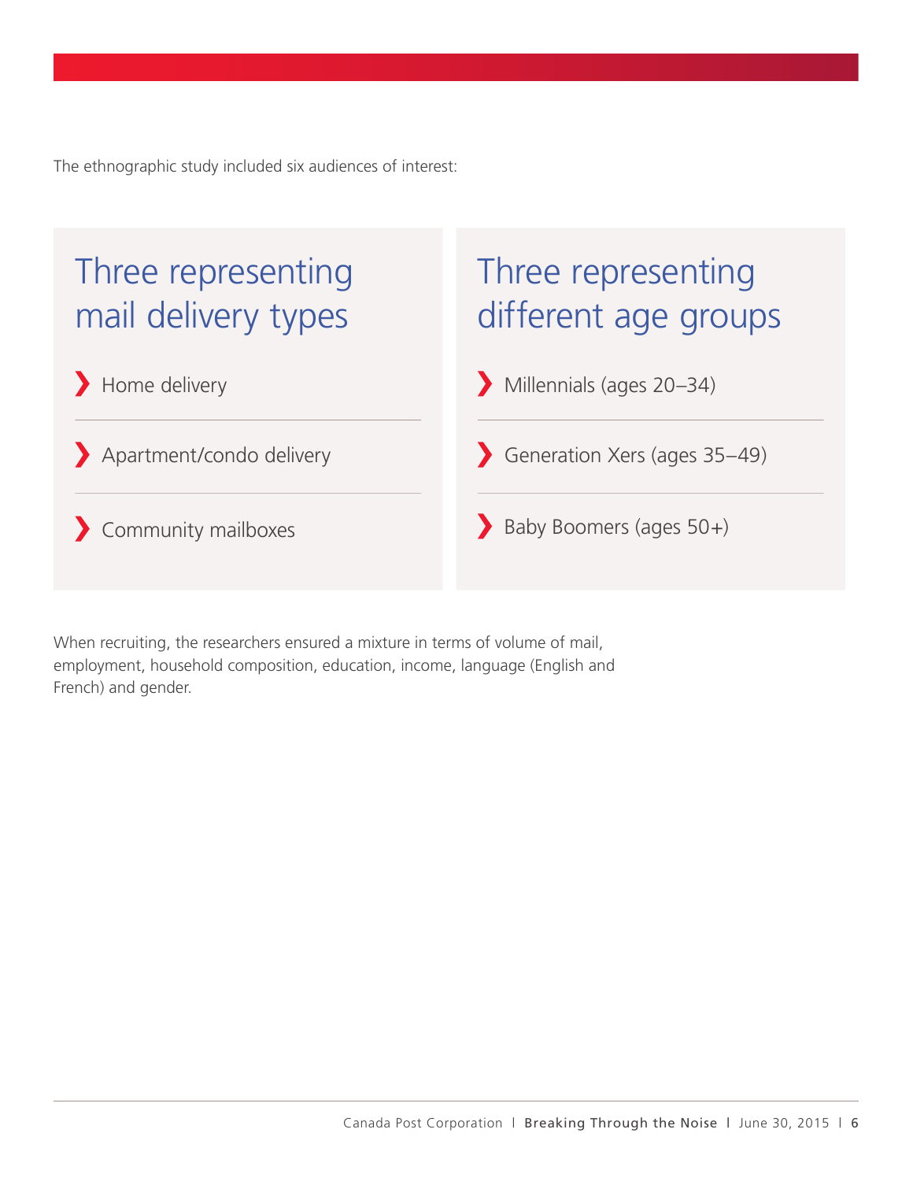The ethnographic study included six audiences of interest:

## Three representing mail delivery types

- Home delivery
- Apartment/condo delivery
- Community mailboxes

## Three representing different age groups

- Millennials (ages 20–34)
- Generation Xers (ages 35–49)
- Baby Boomers (ages 50+)

When recruiting, the researchers ensured a mixture in terms of volume of mail, employment, household composition, education, income, language (English and French) and gender.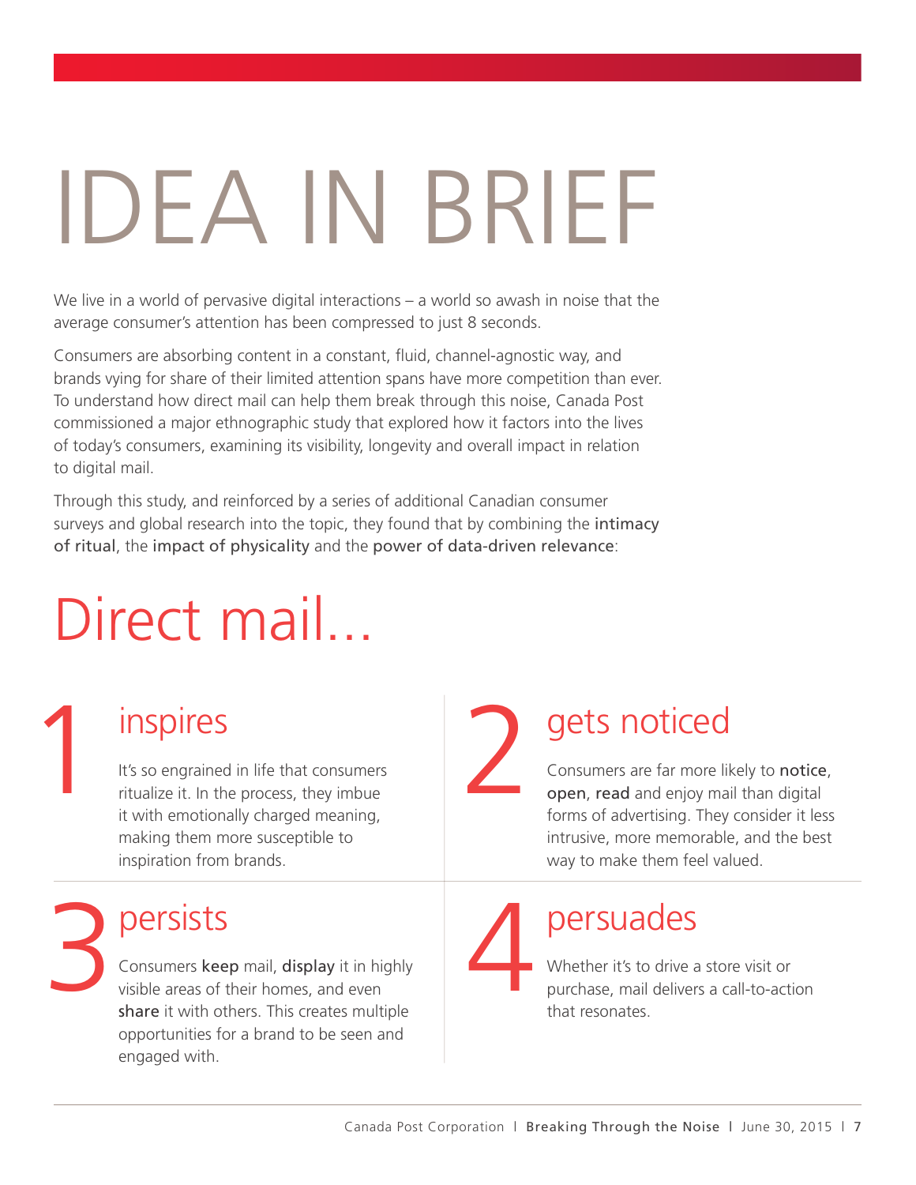# IDEA IN BRIEF

We live in a world of pervasive digital interactions – a world so awash in noise that the average consumer's attention has been compressed to just 8 seconds.

Consumers are absorbing content in a constant, fluid, channel-agnostic way, and brands vying for share of their limited attention spans have more competition than ever. To understand how direct mail can help them break through this noise, Canada Post commissioned a major ethnographic study that explored how it factors into the lives of today's consumers, examining its visibility, longevity and overall impact in relation to digital mail.

Through this study, and reinforced by a series of additional Canadian consumer surveys and global research into the topic, they found that by combining the **intimacy of ritual**, the **impact of physicality** and the **power of data-driven relevance**:

## Direct mail...

### 1 inspires

It's so engrained in life that consumers ritualize it. In the process, they imbue it with emotionally charged meaning, making them more susceptible to inspiration from brands.

### 2 gets noticed

Consumers are far more likely to **notice**, **open**, **read** and enjoy mail than digital forms of advertising. They consider it less intrusive, more memorable, and the best way to make them feel valued.

### 3 persists

Consumers **keep** mail, **display** it in highly visible areas of their homes, and even **share** it with others. This creates multiple opportunities for a brand to be seen and engaged with.

### 4 persuades

Whether it's to drive a store visit or purchase, mail delivers a call-to-action that resonates.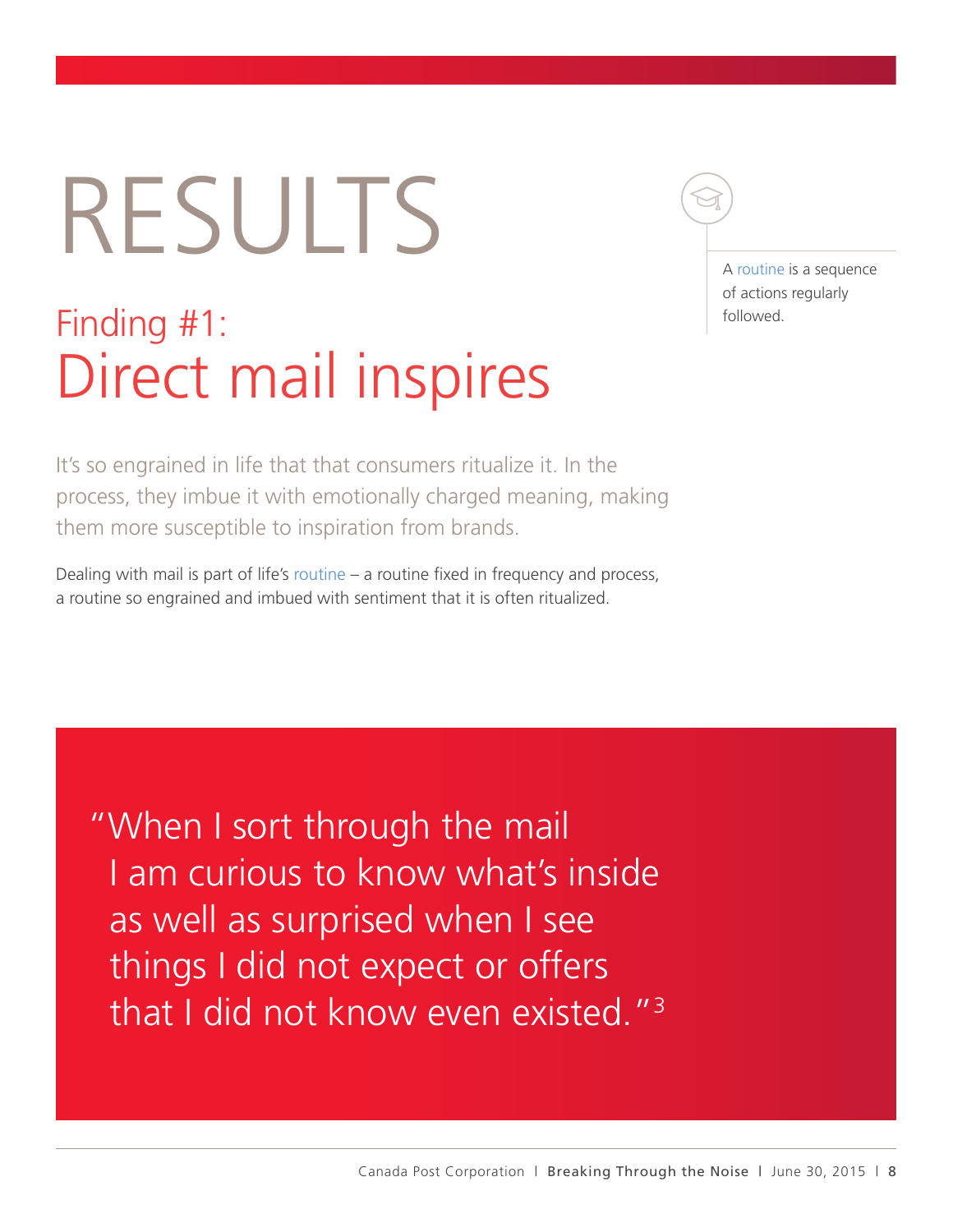# RESULTS

## Finding #1:
## Direct mail inspires

A routine is a sequence of actions regularly followed.

It's so engrained in life that that consumers ritualize it. In the process, they imbue it with emotionally charged meaning, making them more susceptible to inspiration from brands.

Dealing with mail is part of life's routine – a routine fixed in frequency and process, a routine so engrained and imbued with sentiment that it is often ritualized.

> "When I sort through the mail I am curious to know what's inside as well as surprised when I see things I did not expect or offers that I did not know even existed."[3]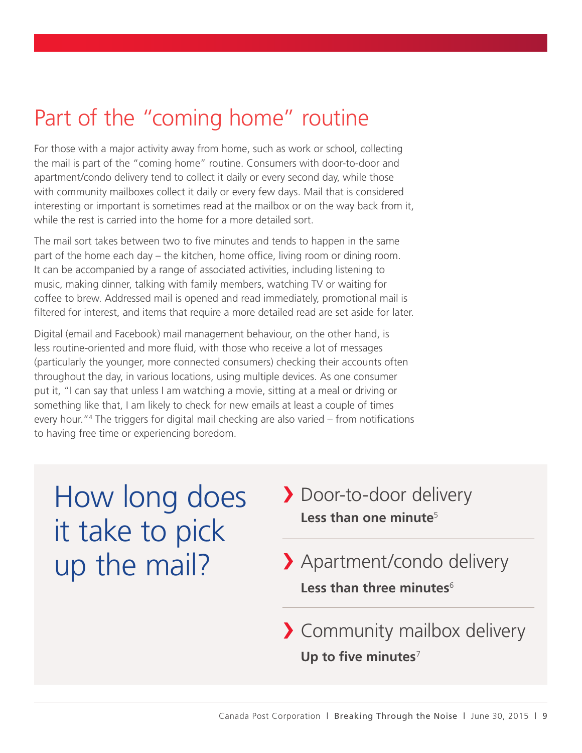# Part of the "coming home" routine

For those with a major activity away from home, such as work or school, collecting the mail is part of the "coming home" routine. Consumers with door-to-door and apartment/condo delivery tend to collect it daily or every second day, while those with community mailboxes collect it daily or every few days. Mail that is considered interesting or important is sometimes read at the mailbox or on the way back from it, while the rest is carried into the home for a more detailed sort.

The mail sort takes between two to five minutes and tends to happen in the same part of the home each day – the kitchen, home office, living room or dining room. It can be accompanied by a range of associated activities, including listening to music, making dinner, talking with family members, watching TV or waiting for coffee to brew. Addressed mail is opened and read immediately, promotional mail is filtered for interest, and items that require a more detailed read are set aside for later.

Digital (email and Facebook) mail management behaviour, on the other hand, is less routine-oriented and more fluid, with those who receive a lot of messages (particularly the younger, more connected consumers) checking their accounts often throughout the day, in various locations, using multiple devices. As one consumer put it, "I can say that unless I am watching a movie, sitting at a meal or driving or something like that, I am likely to check for new emails at least a couple of times every hour."[4] The triggers for digital mail checking are also varied – from notifications to having free time or experiencing boredom.

## How long does it take to pick up the mail?

- **Door-to-door delivery**
  **Less than one minute**[5]
- **Apartment/condo delivery**
  **Less than three minutes**[6]
- **Community mailbox delivery**
  **Up to five minutes**[7]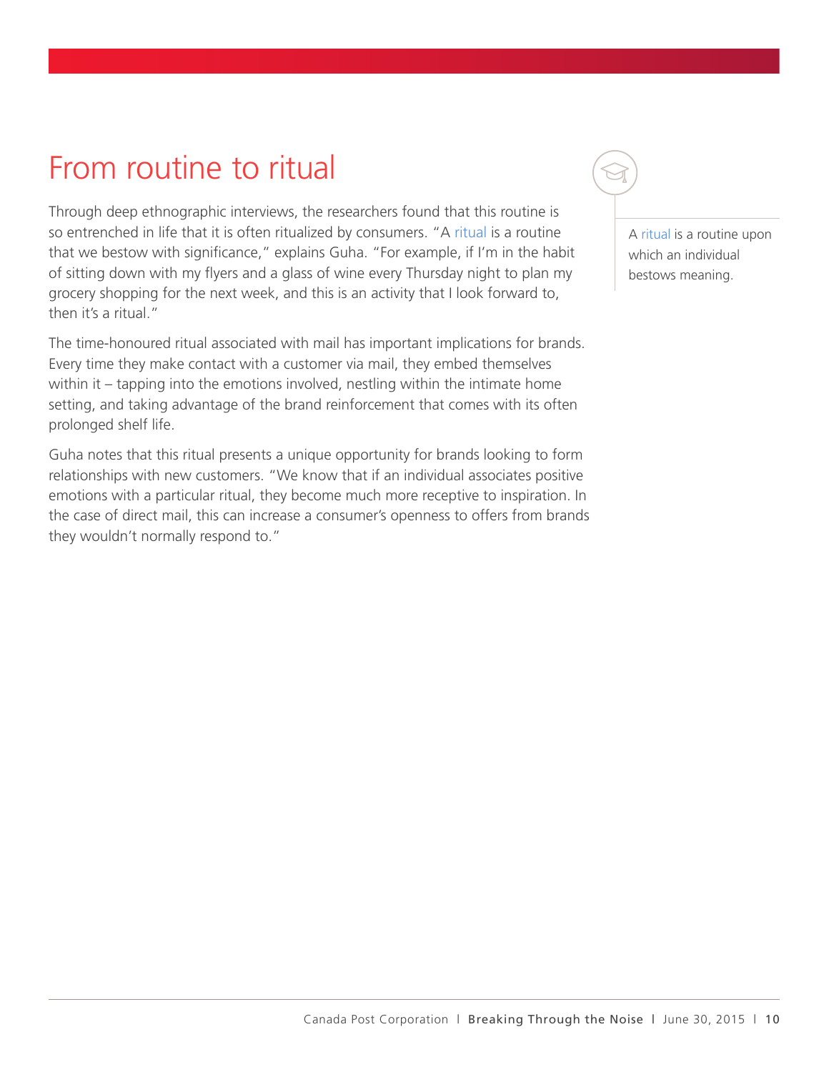# From routine to ritual

Through deep ethnographic interviews, the researchers found that this routine is so entrenched in life that it is often ritualized by consumers. "A ritual is a routine that we bestow with significance," explains Guha. "For example, if I'm in the habit of sitting down with my flyers and a glass of wine every Thursday night to plan my grocery shopping for the next week, and this is an activity that I look forward to, then it's a ritual."

The time-honoured ritual associated with mail has important implications for brands. Every time they make contact with a customer via mail, they embed themselves within it – tapping into the emotions involved, nestling within the intimate home setting, and taking advantage of the brand reinforcement that comes with its often prolonged shelf life.

Guha notes that this ritual presents a unique opportunity for brands looking to form relationships with new customers. "We know that if an individual associates positive emotions with a particular ritual, they become much more receptive to inspiration. In the case of direct mail, this can increase a consumer's openness to offers from brands they wouldn't normally respond to."

A ritual is a routine upon which an individual bestows meaning.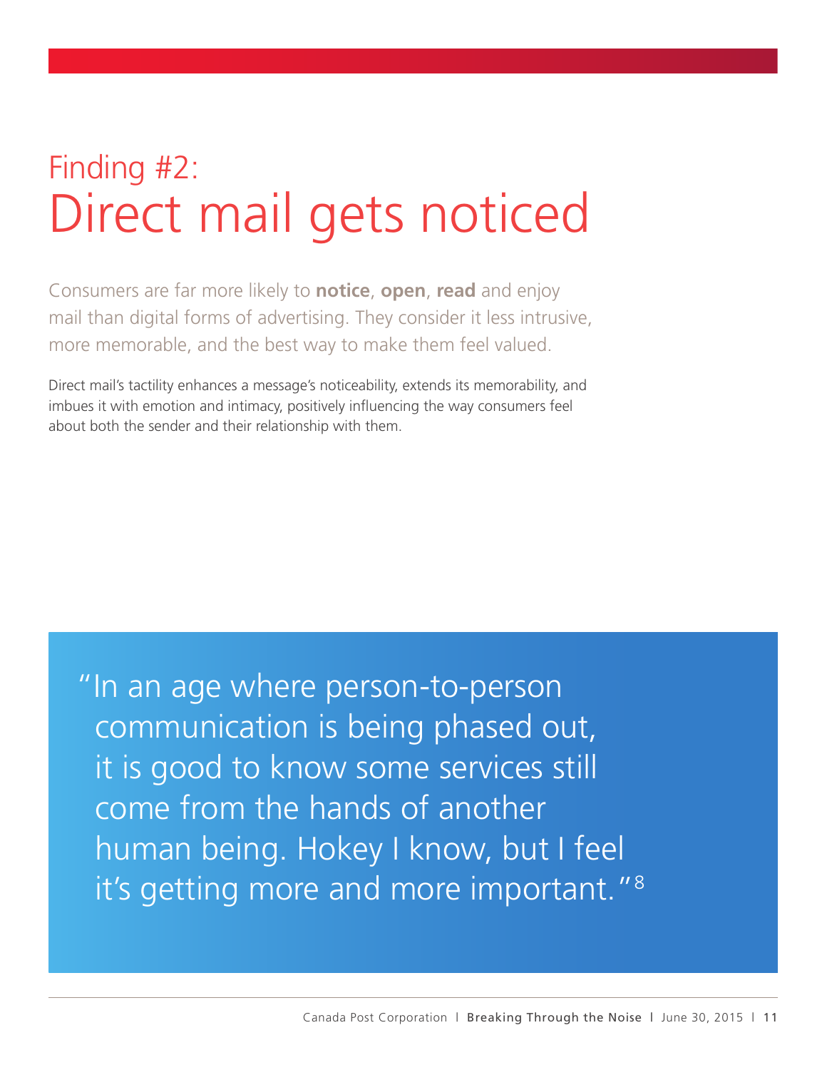## Finding #2:

# Direct mail gets noticed

Consumers are far more likely to **notice**, **open**, **read** and enjoy mail than digital forms of advertising. They consider it less intrusive, more memorable, and the best way to make them feel valued.

Direct mail's tactility enhances a message's noticeability, extends its memorability, and imbues it with emotion and intimacy, positively influencing the way consumers feel about both the sender and their relationship with them.

"In an age where person-to-person communication is being phased out, it is good to know some services still come from the hands of another human being. Hokey I know, but I feel it's getting more and more important."[8]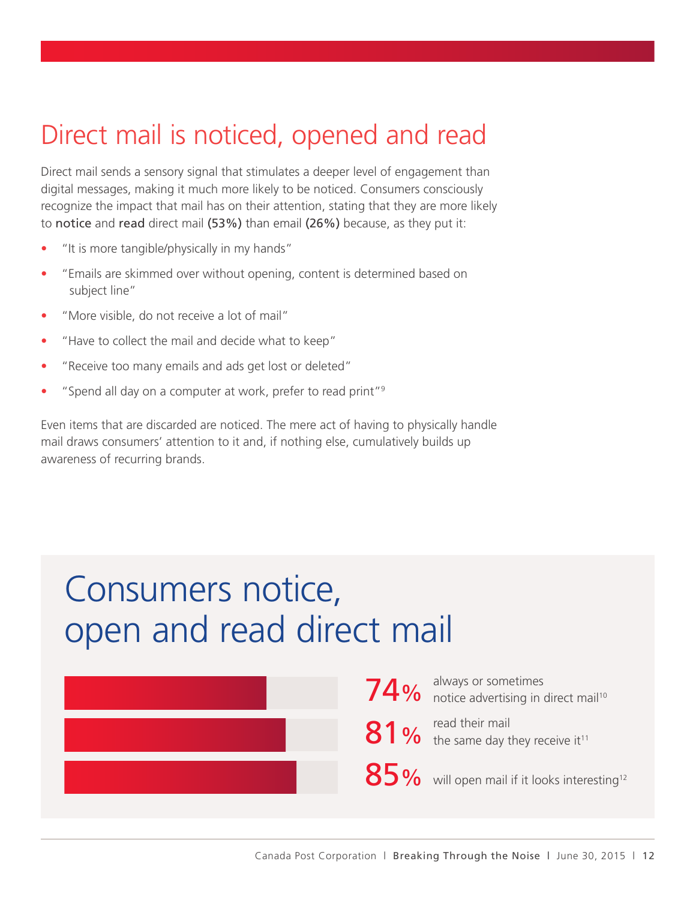# Direct mail is noticed, opened and read

Direct mail sends a sensory signal that stimulates a deeper level of engagement than digital messages, making it much more likely to be noticed. Consumers consciously recognize the impact that mail has on their attention, stating that they are more likely to **notice** and **read** direct mail **(53%)** than email **(26%)** because, as they put it:

- "It is more tangible/physically in my hands"
- "Emails are skimmed over without opening, content is determined based on subject line"
- "More visible, do not receive a lot of mail"
- "Have to collect the mail and decide what to keep"
- "Receive too many emails and ads get lost or deleted"
- "Spend all day on a computer at work, prefer to read print"[9]

Even items that are discarded are noticed. The mere act of having to physically handle mail draws consumers' attention to it and, if nothing else, cumulatively builds up awareness of recurring brands.

## Consumers notice, open and read direct mail

**74%** always or sometimes notice advertising in direct mail[10]

**81%** read their mail the same day they receive it[11]

**85%** will open mail if it looks interesting[12]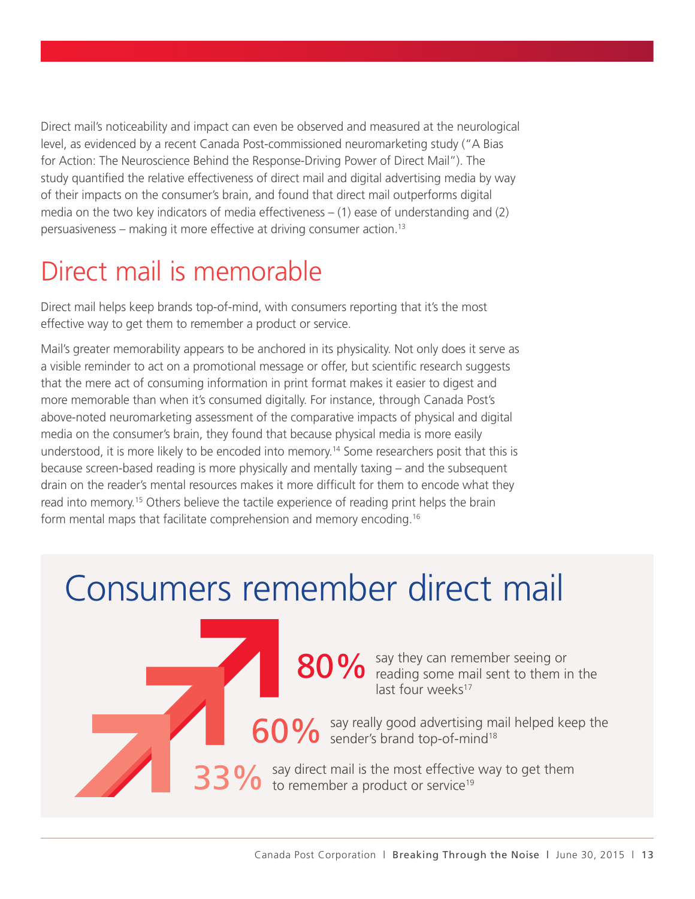Direct mail's noticeability and impact can even be observed and measured at the neurological level, as evidenced by a recent Canada Post-commissioned neuromarketing study ("A Bias for Action: The Neuroscience Behind the Response-Driving Power of Direct Mail"). The study quantified the relative effectiveness of direct mail and digital advertising media by way of their impacts on the consumer's brain, and found that direct mail outperforms digital media on the two key indicators of media effectiveness – (1) ease of understanding and (2) persuasiveness – making it more effective at driving consumer action.[13]

## Direct mail is memorable

Direct mail helps keep brands top-of-mind, with consumers reporting that it's the most effective way to get them to remember a product or service.

Mail's greater memorability appears to be anchored in its physicality. Not only does it serve as a visible reminder to act on a promotional message or offer, but scientific research suggests that the mere act of consuming information in print format makes it easier to digest and more memorable than when it's consumed digitally. For instance, through Canada Post's above-noted neuromarketing assessment of the comparative impacts of physical and digital media on the consumer's brain, they found that because physical media is more easily understood, it is more likely to be encoded into memory.[14] Some researchers posit that this is because screen-based reading is more physically and mentally taxing – and the subsequent drain on the reader's mental resources makes it more difficult for them to encode what they read into memory.[15] Others believe the tactile experience of reading print helps the brain form mental maps that facilitate comprehension and memory encoding.[16]

## Consumers remember direct mail

**80%** say they can remember seeing or reading some mail sent to them in the last four weeks[17]

**60%** say really good advertising mail helped keep the sender's brand top-of-mind[18]

**33%** say direct mail is the most effective way to get them to remember a product or service[19]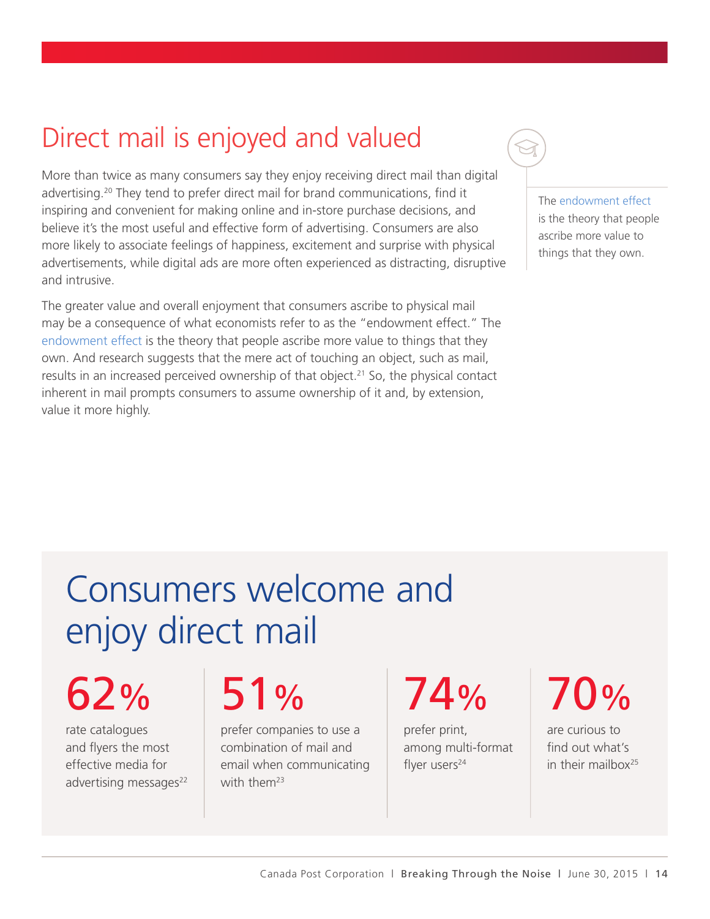## Direct mail is enjoyed and valued

More than twice as many consumers say they enjoy receiving direct mail than digital advertising.[20] They tend to prefer direct mail for brand communications, find it inspiring and convenient for making online and in-store purchase decisions, and believe it's the most useful and effective form of advertising. Consumers are also more likely to associate feelings of happiness, excitement and surprise with physical advertisements, while digital ads are more often experienced as distracting, disruptive and intrusive.

The greater value and overall enjoyment that consumers ascribe to physical mail may be a consequence of what economists refer to as the "endowment effect." The endowment effect is the theory that people ascribe more value to things that they own. And research suggests that the mere act of touching an object, such as mail, results in an increased perceived ownership of that object.[21] So, the physical contact inherent in mail prompts consumers to assume ownership of it and, by extension, value it more highly.

The endowment effect is the theory that people ascribe more value to things that they own.

## Consumers welcome and enjoy direct mail

**62%** rate catalogues and flyers the most effective media for advertising messages[22]

**51%** prefer companies to use a combination of mail and email when communicating with them[23]

**74%** prefer print, among multi-format flyer users[24]

**70%** are curious to find out what's in their mailbox[25]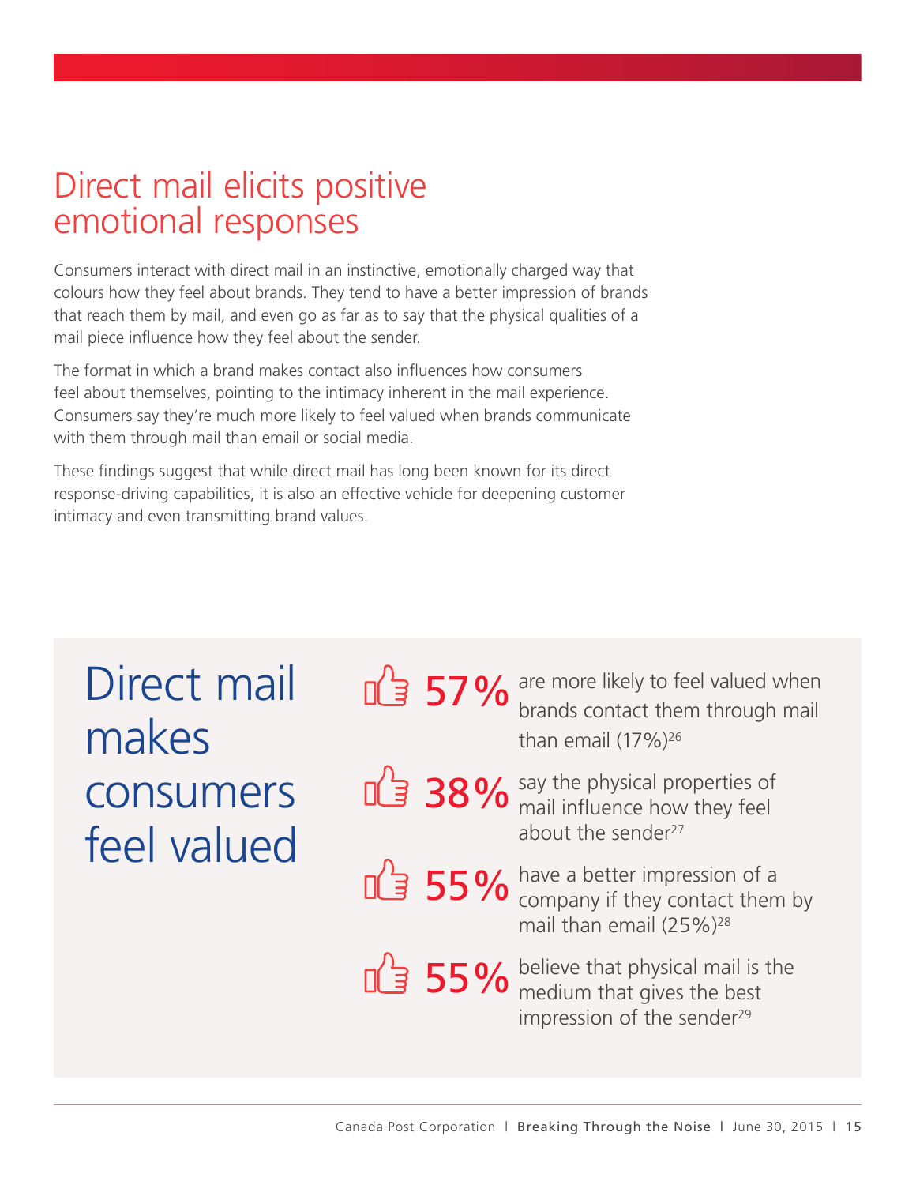# Direct mail elicits positive emotional responses

Consumers interact with direct mail in an instinctive, emotionally charged way that colours how they feel about brands. They tend to have a better impression of brands that reach them by mail, and even go as far as to say that the physical qualities of a mail piece influence how they feel about the sender.

The format in which a brand makes contact also influences how consumers feel about themselves, pointing to the intimacy inherent in the mail experience. Consumers say they're much more likely to feel valued when brands communicate with them through mail than email or social media.

These findings suggest that while direct mail has long been known for its direct response-driving capabilities, it is also an effective vehicle for deepening customer intimacy and even transmitting brand values.

## Direct mail makes consumers feel valued

- **57%** are more likely to feel valued when brands contact them through mail than email (17%)[26]
- **38%** say the physical properties of mail influence how they feel about the sender[27]
- **55%** have a better impression of a company if they contact them by mail than email (25%)[28]
- **55%** believe that physical mail is the medium that gives the best impression of the sender[29]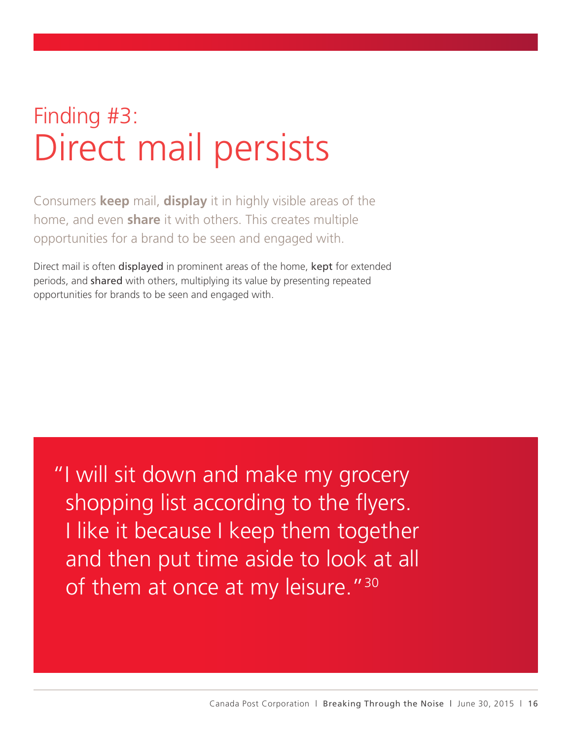# Finding #3: Direct mail persists

Consumers **keep** mail, **display** it in highly visible areas of the home, and even **share** it with others. This creates multiple opportunities for a brand to be seen and engaged with.

Direct mail is often displayed in prominent areas of the home, kept for extended periods, and shared with others, multiplying its value by presenting repeated opportunities for brands to be seen and engaged with.

> "I will sit down and make my grocery shopping list according to the flyers. I like it because I keep them together and then put time aside to look at all of them at once at my leisure."[30]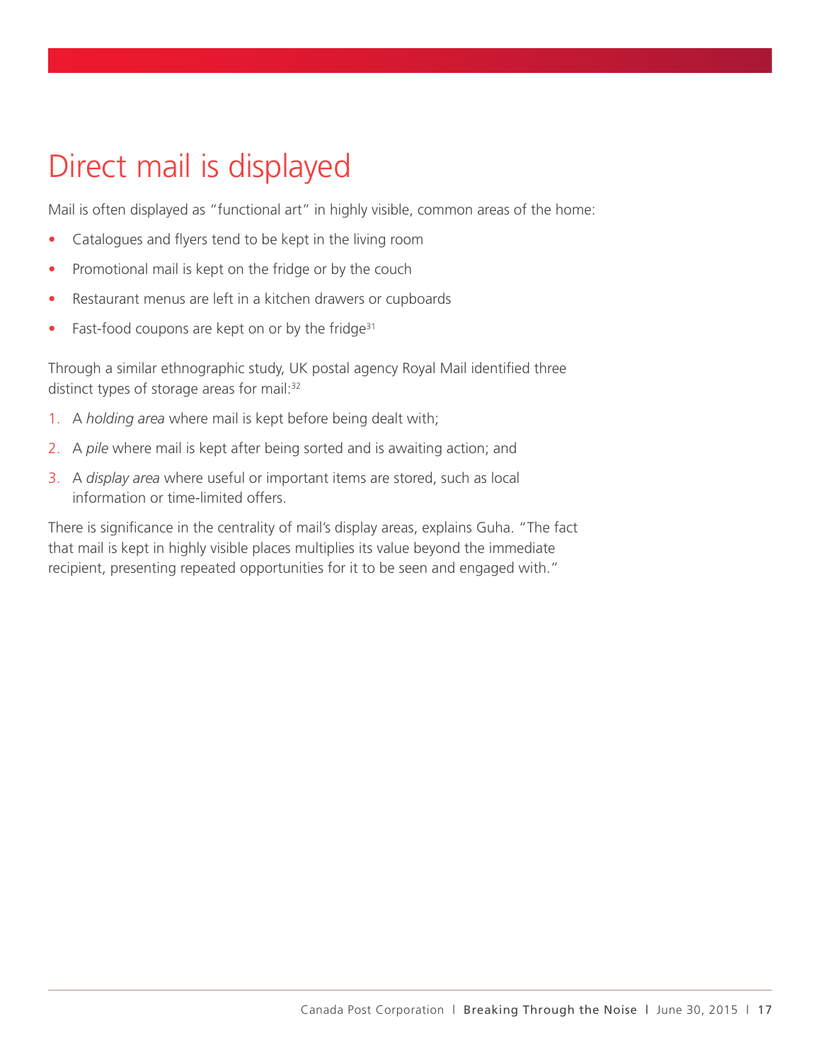# Direct mail is displayed

Mail is often displayed as "functional art" in highly visible, common areas of the home:

- Catalogues and flyers tend to be kept in the living room
- Promotional mail is kept on the fridge or by the couch
- Restaurant menus are left in a kitchen drawers or cupboards
- Fast-food coupons are kept on or by the fridge[31]

Through a similar ethnographic study, UK postal agency Royal Mail identified three distinct types of storage areas for mail:[32]

1. A *holding area* where mail is kept before being dealt with;
2. A *pile* where mail is kept after being sorted and is awaiting action; and
3. A *display area* where useful or important items are stored, such as local information or time-limited offers.

There is significance in the centrality of mail's display areas, explains Guha. "The fact that mail is kept in highly visible places multiplies its value beyond the immediate recipient, presenting repeated opportunities for it to be seen and engaged with."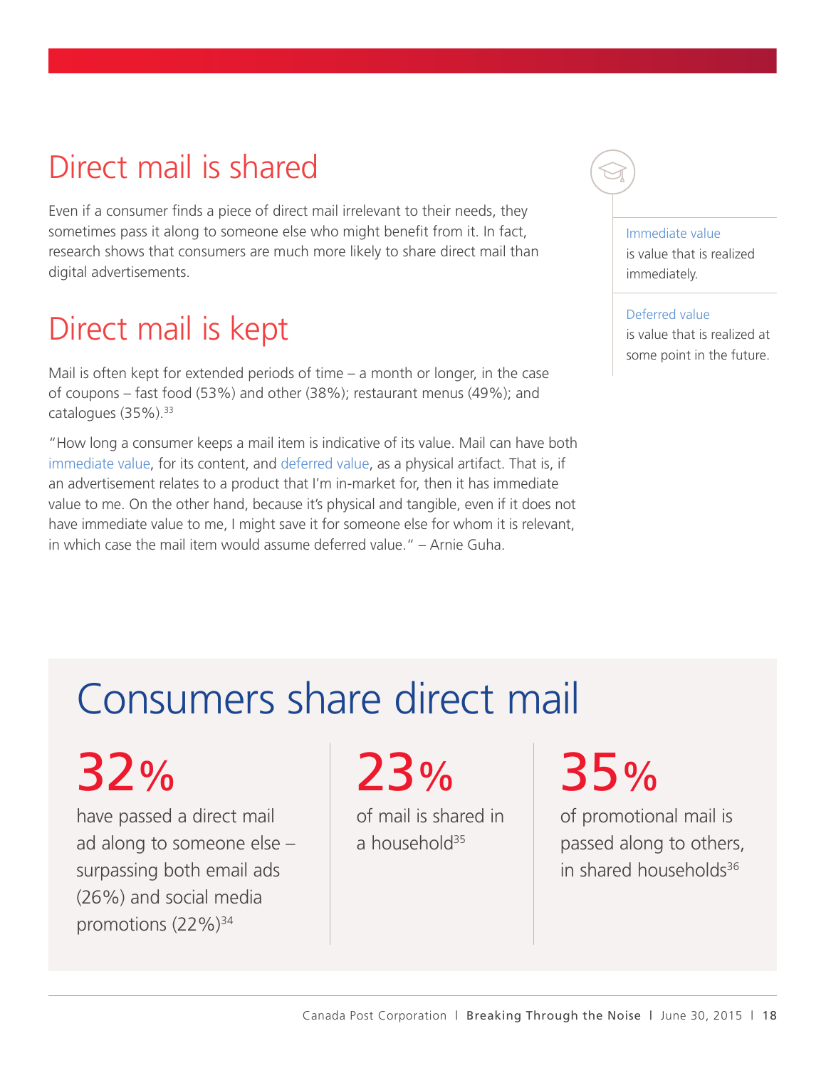## Direct mail is shared

Even if a consumer finds a piece of direct mail irrelevant to their needs, they sometimes pass it along to someone else who might benefit from it. In fact, research shows that consumers are much more likely to share direct mail than digital advertisements.

## Direct mail is kept

Mail is often kept for extended periods of time – a month or longer, in the case of coupons – fast food (53%) and other (38%); restaurant menus (49%); and catalogues (35%).[33]

"How long a consumer keeps a mail item is indicative of its value. Mail can have both immediate value, for its content, and deferred value, as a physical artifact. That is, if an advertisement relates to a product that I'm in-market for, then it has immediate value to me. On the other hand, because it's physical and tangible, even if it does not have immediate value to me, I might save it for someone else for whom it is relevant, in which case the mail item would assume deferred value." – Arnie Guha.

**Immediate value** is value that is realized immediately.

**Deferred value** is value that is realized at some point in the future.

## Consumers share direct mail

**32%** have passed a direct mail ad along to someone else – surpassing both email ads (26%) and social media promotions (22%)[34]

**23%** of mail is shared in a household[35]

**35%** of promotional mail is passed along to others, in shared households[36]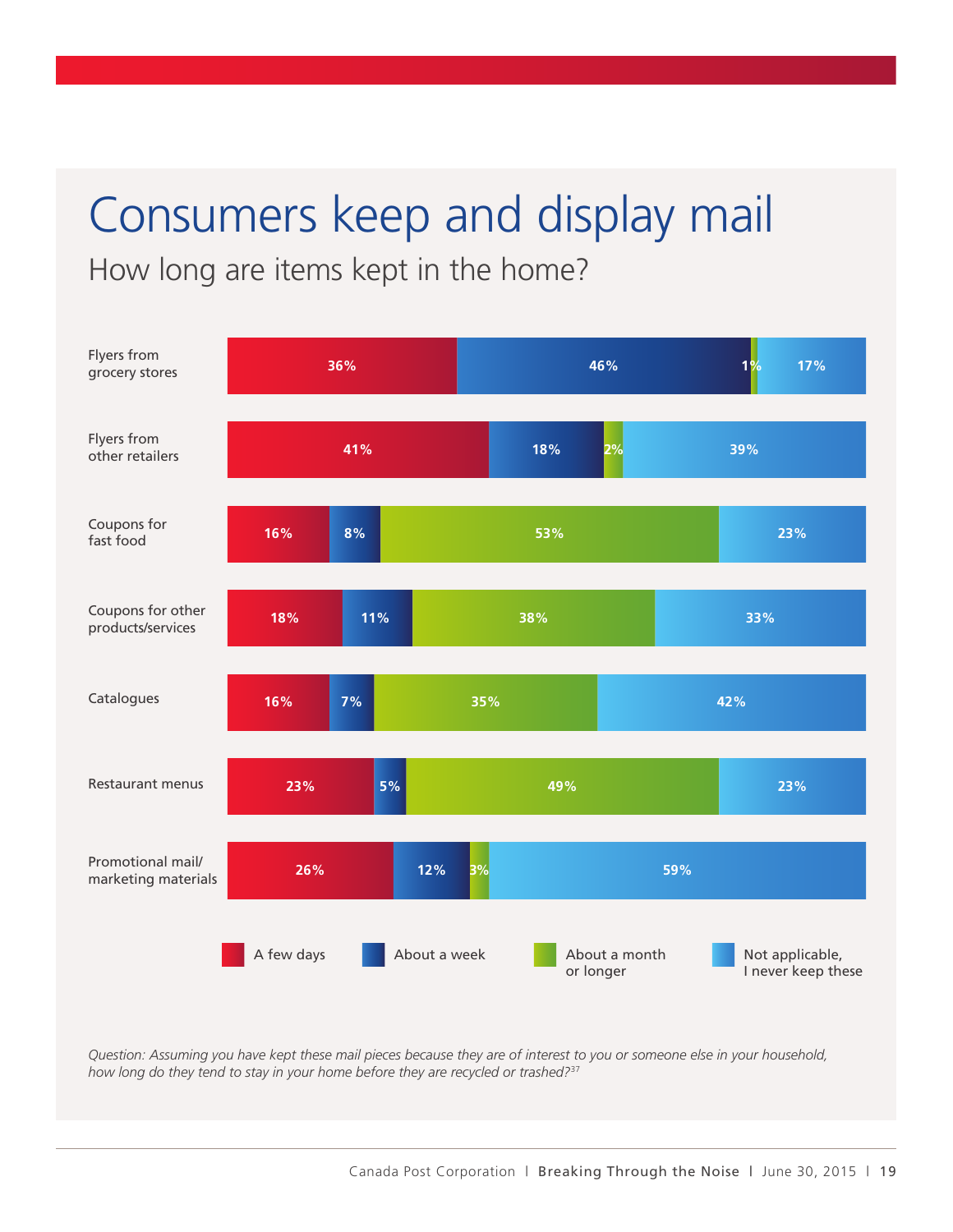# Consumers keep and display mail

## How long are items kept in the home?

| | A few days | About a week | About a month or longer | Not applicable, I never keep these |
|---|---|---|---|---|
| Flyers from grocery stores | 36% | 46% | 1% | 17% |
| Flyers from other retailers | 41% | 18% | 2% | 39% |
| Coupons for fast food | 16% | 8% | 53% | 23% |
| Coupons for other products/services | 18% | 11% | 38% | 33% |
| Catalogues | 16% | 7% | 35% | 42% |
| Restaurant menus | 23% | 5% | 49% | 23% |
| Promotional mail/ marketing materials | 26% | 12% | 3% | 59% |

*Question: Assuming you have kept these mail pieces because they are of interest to you or someone else in your household, how long do they tend to stay in your home before they are recycled or trashed?*[37]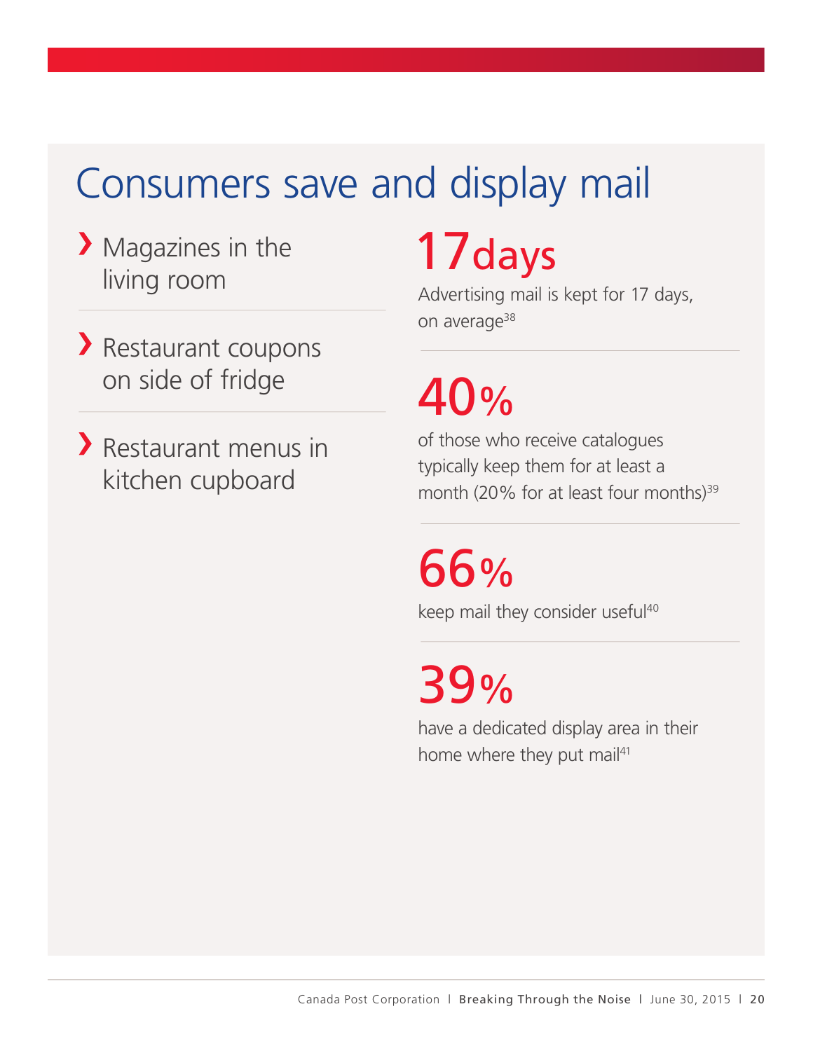# Consumers save and display mail

- Magazines in the living room
- Restaurant coupons on side of fridge
- Restaurant menus in kitchen cupboard

**17days**

Advertising mail is kept for 17 days, on average[38]

**40%**

of those who receive catalogues typically keep them for at least a month (20% for at least four months)[39]

**66%**

keep mail they consider useful[40]

**39%**

have a dedicated display area in their home where they put mail[41]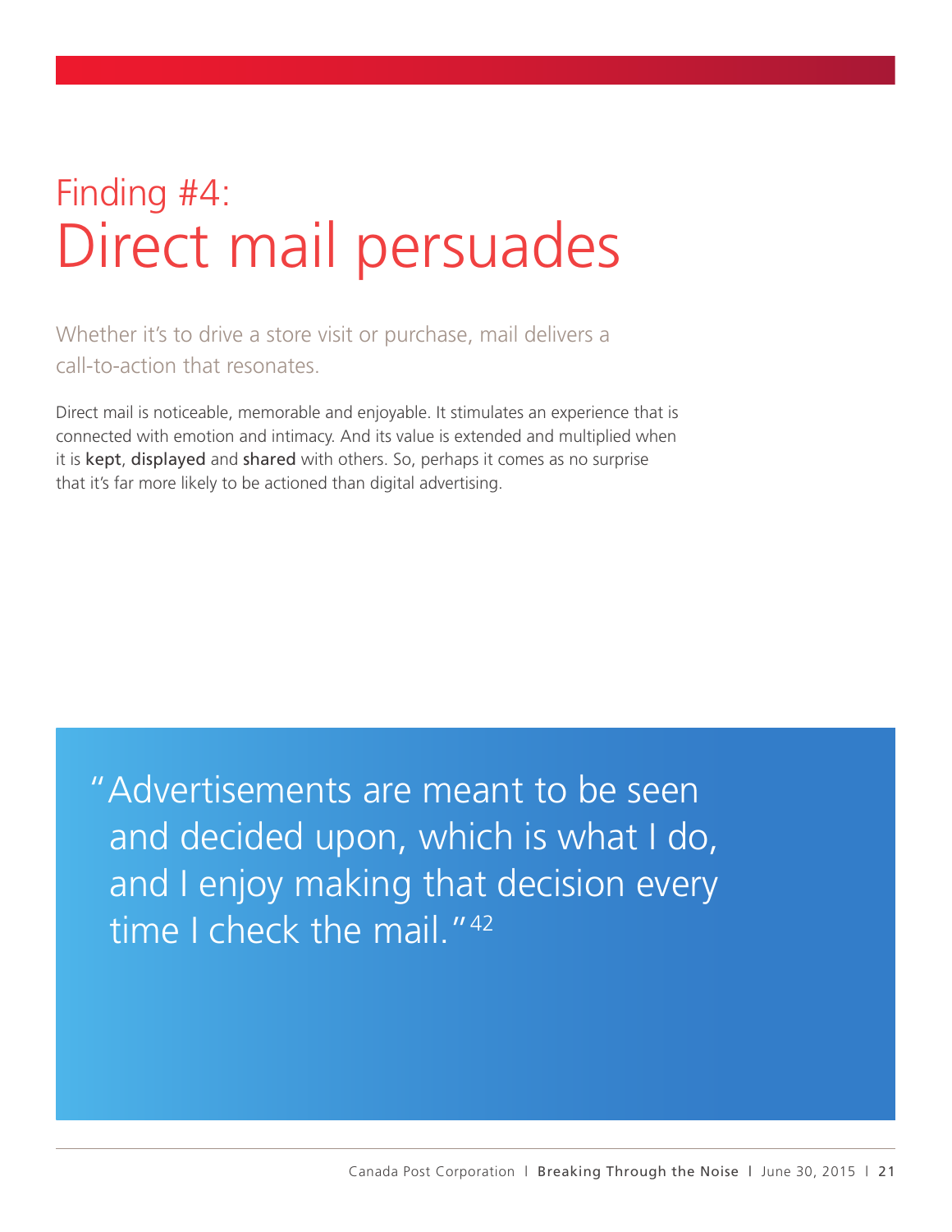# Finding #4: Direct mail persuades

Whether it's to drive a store visit or purchase, mail delivers a call-to-action that resonates.

Direct mail is noticeable, memorable and enjoyable. It stimulates an experience that is connected with emotion and intimacy. And its value is extended and multiplied when it is **kept**, **displayed** and **shared** with others. So, perhaps it comes as no surprise that it's far more likely to be actioned than digital advertising.

> "Advertisements are meant to be seen and decided upon, which is what I do, and I enjoy making that decision every time I check the mail."[42]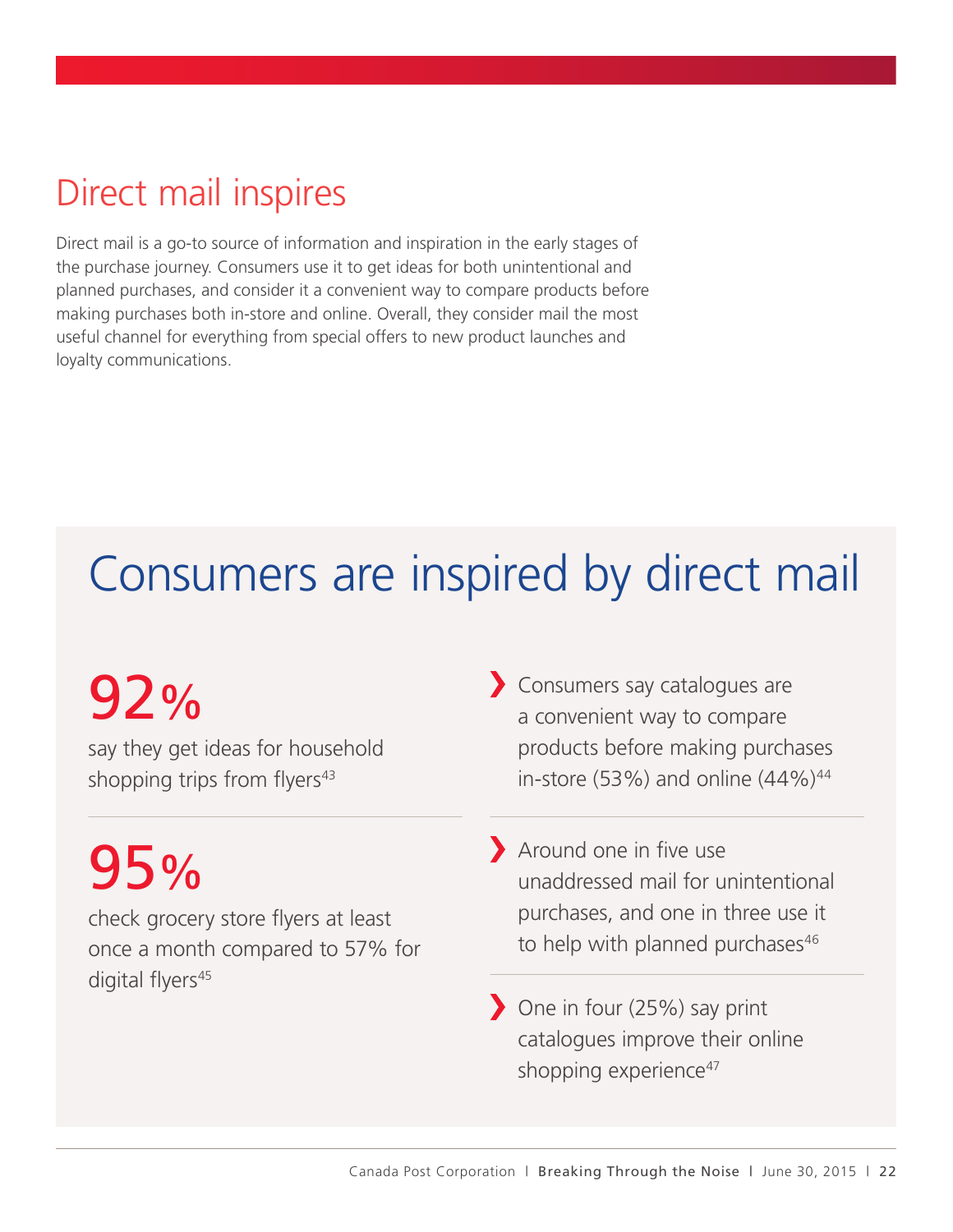# Direct mail inspires

Direct mail is a go-to source of information and inspiration in the early stages of the purchase journey. Consumers use it to get ideas for both unintentional and planned purchases, and consider it a convenient way to compare products before making purchases both in-store and online. Overall, they consider mail the most useful channel for everything from special offers to new product launches and loyalty communications.

## Consumers are inspired by direct mail

**92%**

say they get ideas for household shopping trips from flyers[43]

**95%**

check grocery store flyers at least once a month compared to 57% for digital flyers[45]

- Consumers say catalogues are a convenient way to compare products before making purchases in-store (53%) and online (44%)[44]
- Around one in five use unaddressed mail for unintentional purchases, and one in three use it to help with planned purchases[46]
- One in four (25%) say print catalogues improve their online shopping experience[47]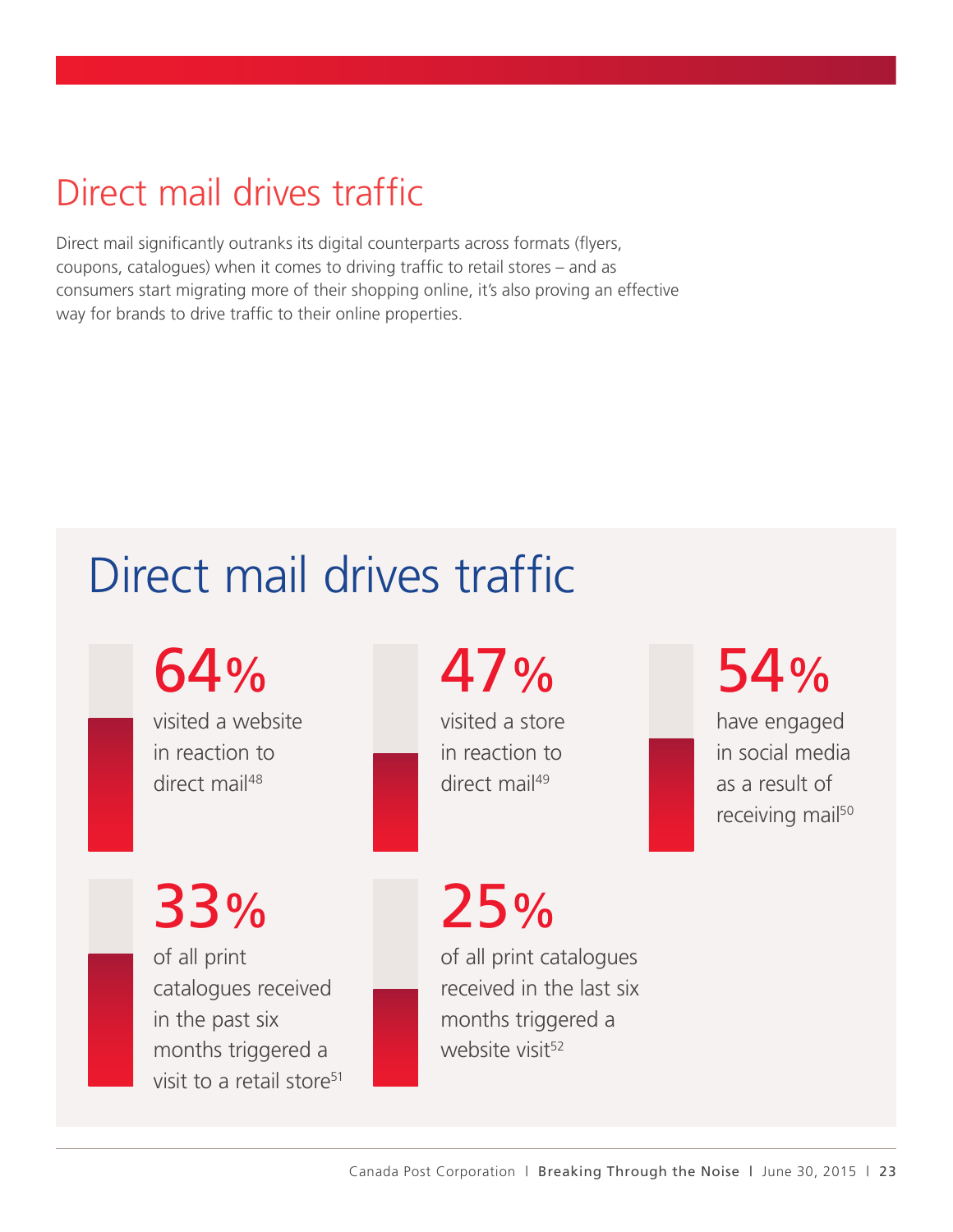# Direct mail drives traffic

Direct mail significantly outranks its digital counterparts across formats (flyers, coupons, catalogues) when it comes to driving traffic to retail stores – and as consumers start migrating more of their shopping online, it's also proving an effective way for brands to drive traffic to their online properties.

## Direct mail drives traffic

**64%** visited a website in reaction to direct mail[48]

**47%** visited a store in reaction to direct mail[49]

**54%** have engaged in social media as a result of receiving mail[50]

**33%** of all print catalogues received in the past six months triggered a visit to a retail store[51]

**25%** of all print catalogues received in the last six months triggered a website visit[52]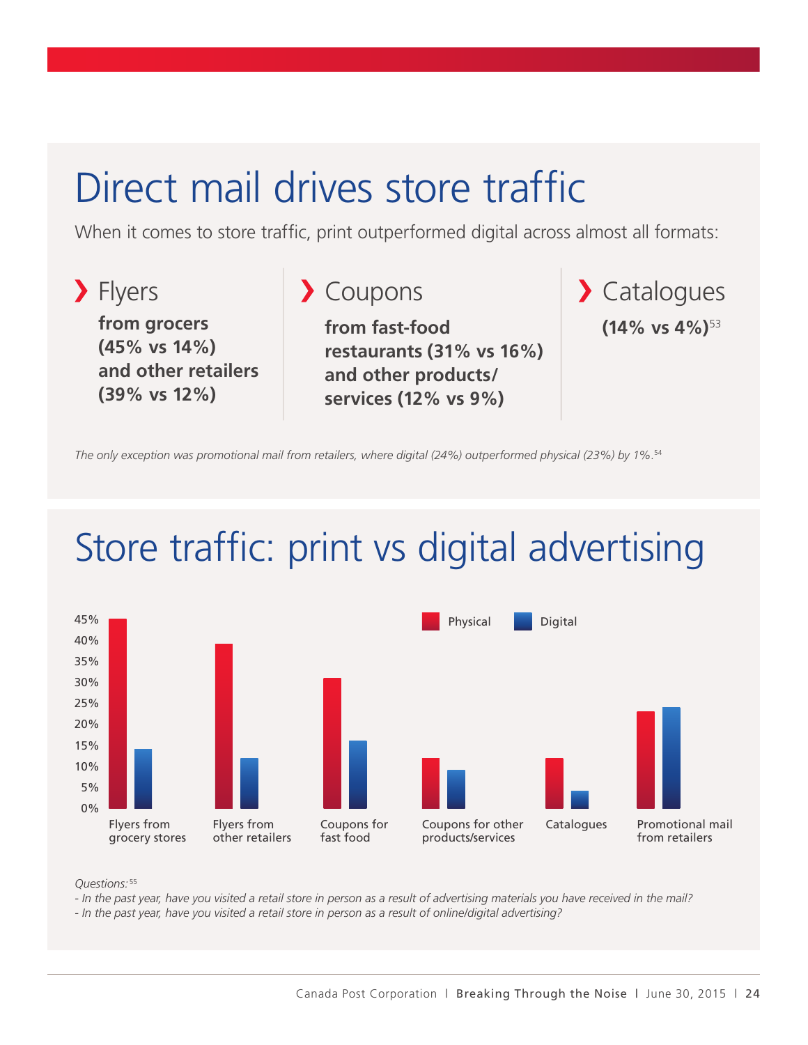# Direct mail drives store traffic

When it comes to store traffic, print outperformed digital across almost all formats:

### Flyers

**from grocers (45% vs 14%) and other retailers (39% vs 12%)**

### Coupons

**from fast-food restaurants (31% vs 16%) and other products/ services (12% vs 9%)**

### Catalogues

**(14% vs 4%)**[53]

*The only exception was promotional mail from retailers, where digital (24%) outperformed physical (23%) by 1%.*[54]

# Store traffic: print vs digital advertising

| | Physical | Digital |
|---|---|---|
| Flyers from grocery stores | 45% | 14% |
| Flyers from other retailers | 39% | 12% |
| Coupons for fast food | 31% | 16% |
| Coupons for other products/services | 12% | 9% |
| Catalogues | 12% | 4% |
| Promotional mail from retailers | 23% | 24% |

*Questions:*[55]

*- In the past year, have you visited a retail store in person as a result of advertising materials you have received in the mail?*

*- In the past year, have you visited a retail store in person as a result of online/digital advertising?*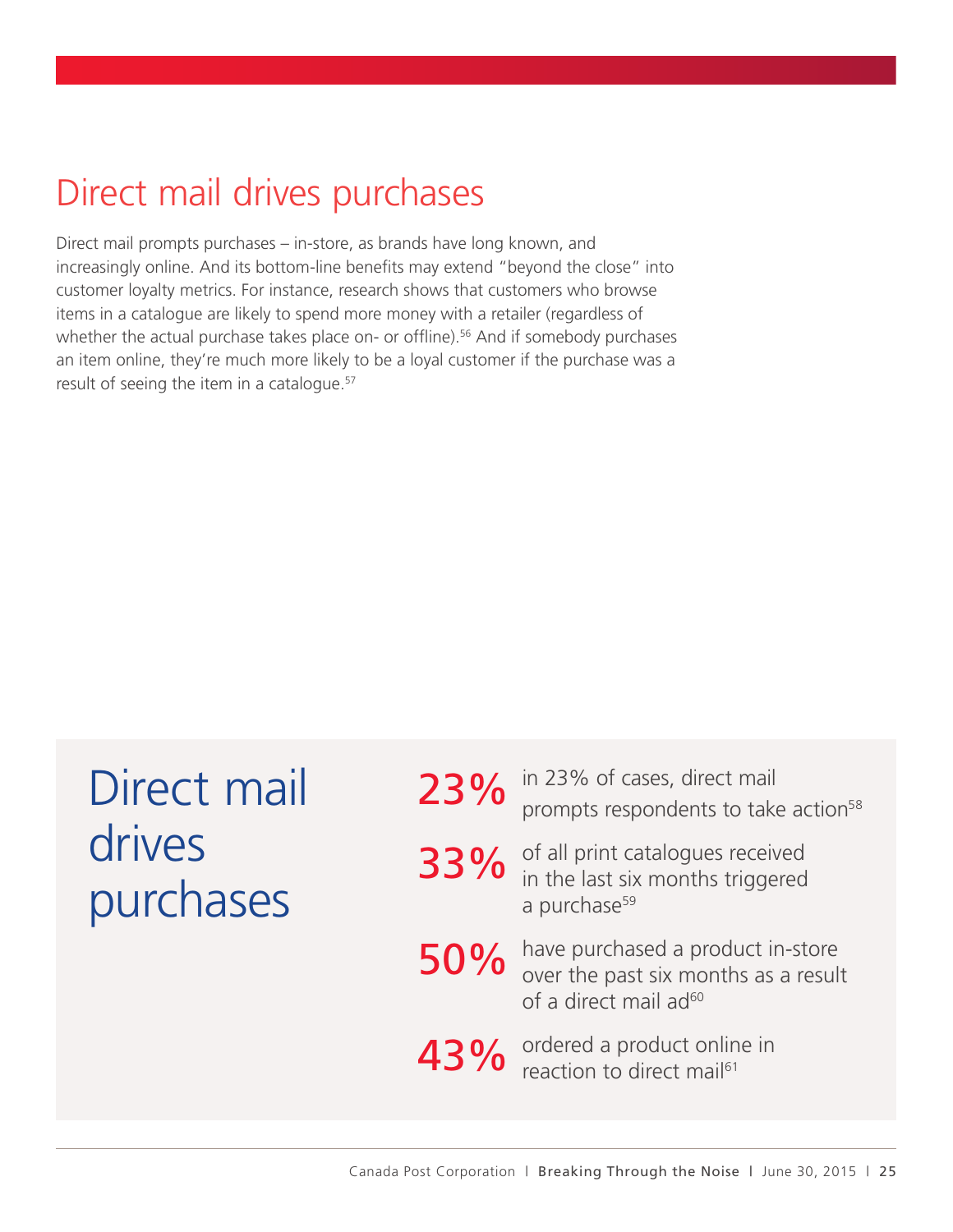# Direct mail drives purchases

Direct mail prompts purchases – in-store, as brands have long known, and increasingly online. And its bottom-line benefits may extend "beyond the close" into customer loyalty metrics. For instance, research shows that customers who browse items in a catalogue are likely to spend more money with a retailer (regardless of whether the actual purchase takes place on- or offline).[56] And if somebody purchases an item online, they're much more likely to be a loyal customer if the purchase was a result of seeing the item in a catalogue.[57]

## Direct mail drives purchases

**23%** in 23% of cases, direct mail prompts respondents to take action[58]

**33%** of all print catalogues received in the last six months triggered a purchase[59]

**50%** have purchased a product in-store over the past six months as a result of a direct mail ad[60]

**43%** ordered a product online in reaction to direct mail[61]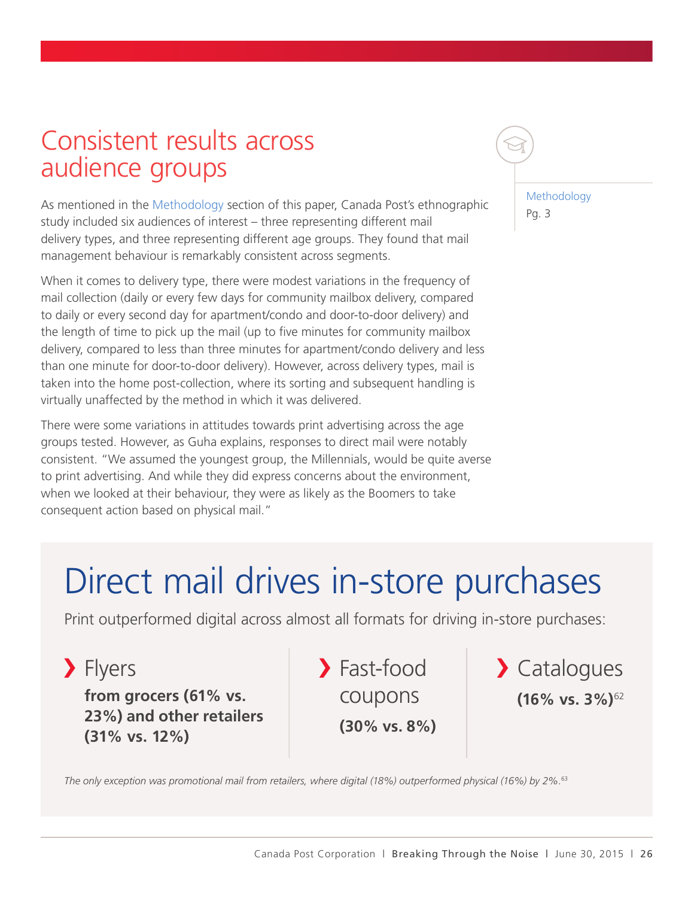## Consistent results across audience groups

Methodology
Pg. 3

As mentioned in the Methodology section of this paper, Canada Post's ethnographic study included six audiences of interest – three representing different mail delivery types, and three representing different age groups. They found that mail management behaviour is remarkably consistent across segments.

When it comes to delivery type, there were modest variations in the frequency of mail collection (daily or every few days for community mailbox delivery, compared to daily or every second day for apartment/condo and door-to-door delivery) and the length of time to pick up the mail (up to five minutes for community mailbox delivery, compared to less than three minutes for apartment/condo delivery and less than one minute for door-to-door delivery). However, across delivery types, mail is taken into the home post-collection, where its sorting and subsequent handling is virtually unaffected by the method in which it was delivered.

There were some variations in attitudes towards print advertising across the age groups tested. However, as Guha explains, responses to direct mail were notably consistent. "We assumed the youngest group, the Millennials, would be quite averse to print advertising. And while they did express concerns about the environment, when we looked at their behaviour, they were as likely as the Boomers to take consequent action based on physical mail."

## Direct mail drives in-store purchases

Print outperformed digital across almost all formats for driving in-store purchases:

- **Flyers** from grocers **(61% vs. 23%)** and other retailers **(31% vs. 12%)**
- **Fast-food coupons (30% vs. 8%)**
- **Catalogues (16% vs. 3%)**[62]

*The only exception was promotional mail from retailers, where digital (18%) outperformed physical (16%) by 2%.*[63]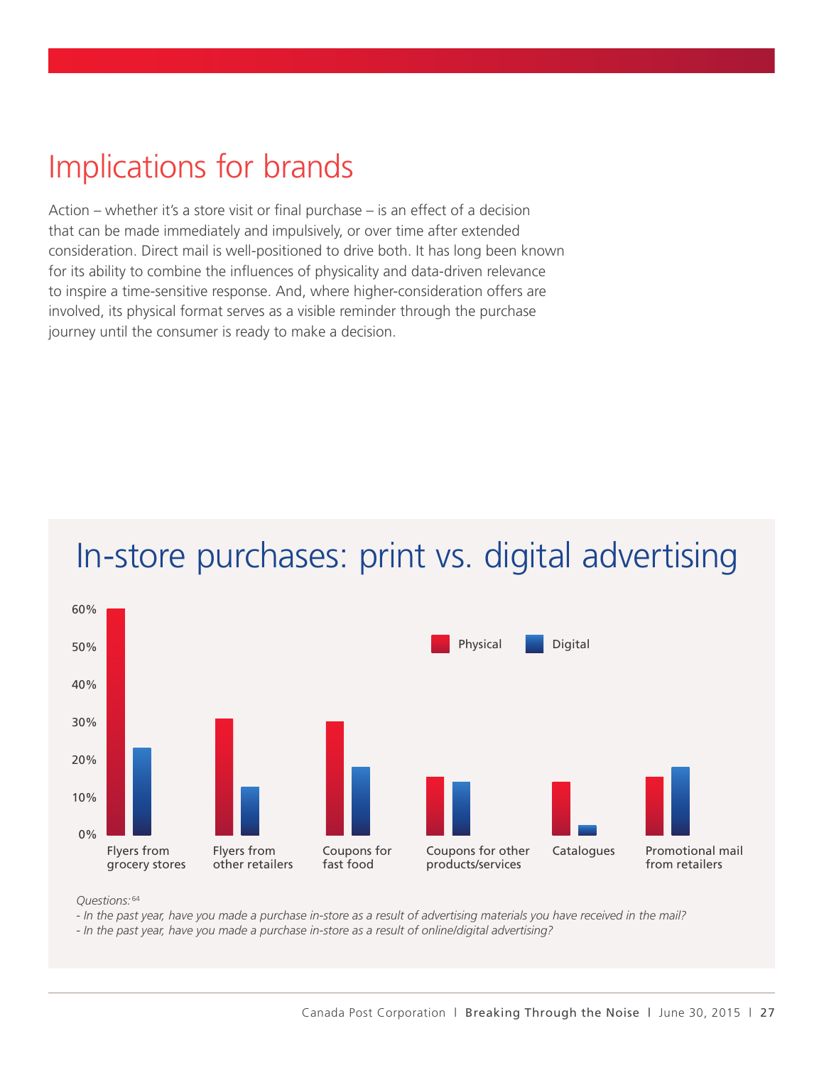# Implications for brands

Action – whether it's a store visit or final purchase – is an effect of a decision that can be made immediately and impulsively, or over time after extended consideration. Direct mail is well-positioned to drive both. It has long been known for its ability to combine the influences of physicality and data-driven relevance to inspire a time-sensitive response. And, where higher-consideration offers are involved, its physical format serves as a visible reminder through the purchase journey until the consumer is ready to make a decision.

## In-store purchases: print vs. digital advertising

60%
50%
40%
30%
20%
10%
0%

Physical Digital

Flyers from grocery stores | Flyers from other retailers | Coupons for fast food | Coupons for other products/services | Catalogues | Promotional mail from retailers

*Questions:*[64]

*- In the past year, have you made a purchase in-store as a result of advertising materials you have received in the mail?*

*- In the past year, have you made a purchase in-store as a result of online/digital advertising?*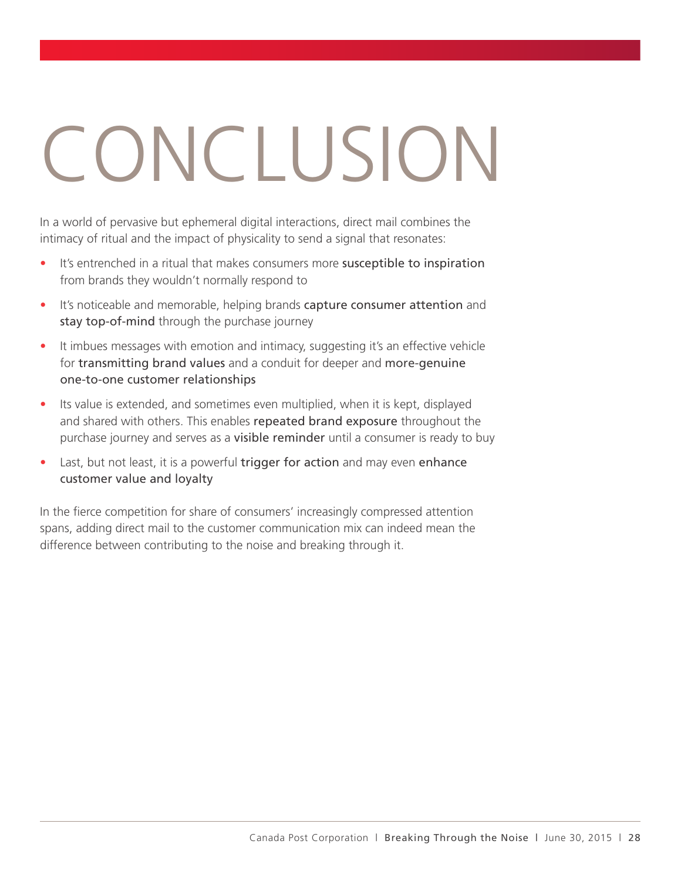# CONCLUSION

In a world of pervasive but ephemeral digital interactions, direct mail combines the intimacy of ritual and the impact of physicality to send a signal that resonates:

- It's entrenched in a ritual that makes consumers more **susceptible to inspiration** from brands they wouldn't normally respond to
- It's noticeable and memorable, helping brands **capture consumer attention** and **stay top-of-mind** through the purchase journey
- It imbues messages with emotion and intimacy, suggesting it's an effective vehicle for **transmitting brand values** and a conduit for deeper and **more-genuine one-to-one customer relationships**
- Its value is extended, and sometimes even multiplied, when it is kept, displayed and shared with others. This enables **repeated brand exposure** throughout the purchase journey and serves as a **visible reminder** until a consumer is ready to buy
- Last, but not least, it is a powerful **trigger for action** and may even **enhance customer value and loyalty**

In the fierce competition for share of consumers' increasingly compressed attention spans, adding direct mail to the customer communication mix can indeed mean the difference between contributing to the noise and breaking through it.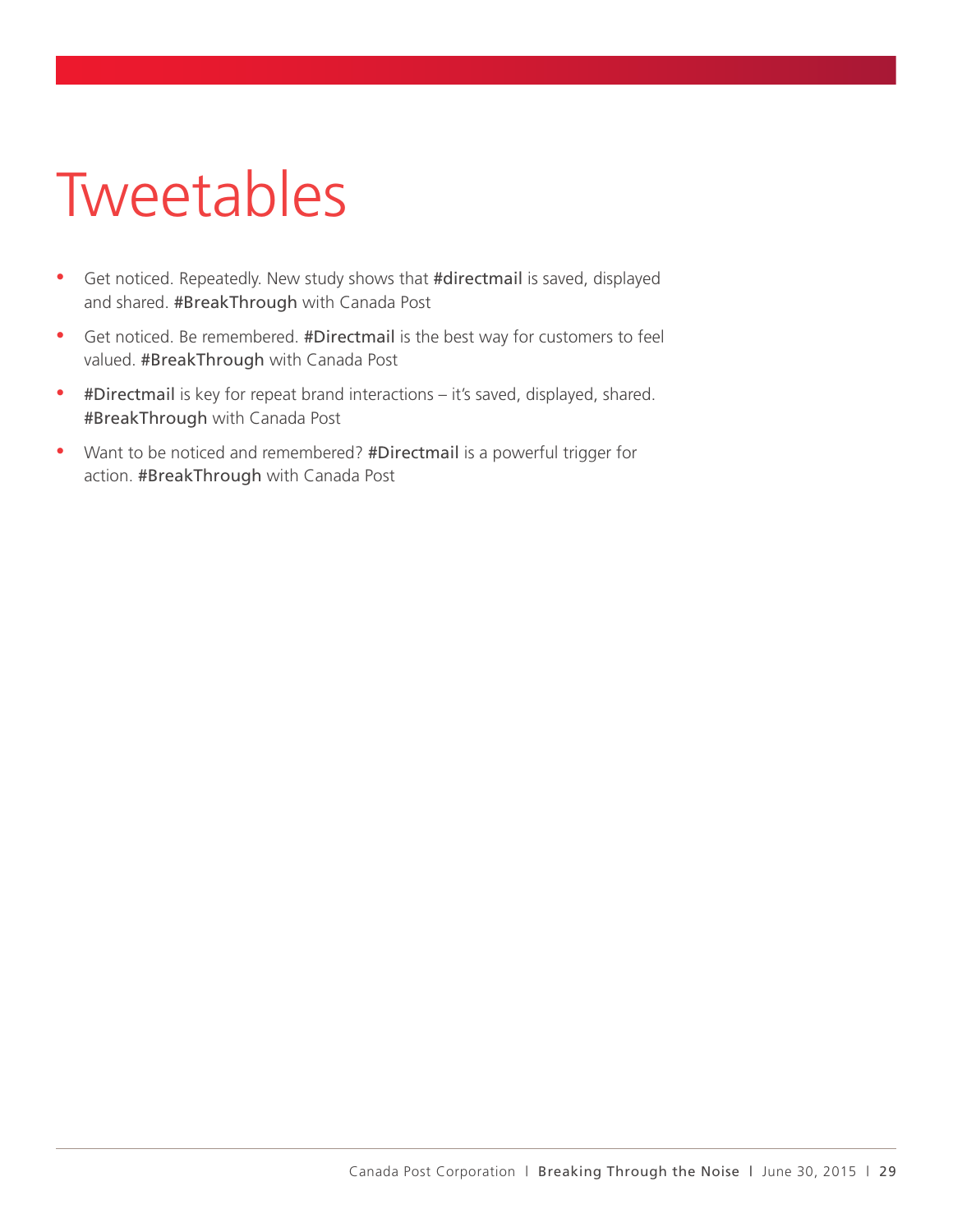# Tweetables

- Get noticed. Repeatedly. New study shows that #directmail is saved, displayed and shared. #BreakThrough with Canada Post
- Get noticed. Be remembered. #Directmail is the best way for customers to feel valued. #BreakThrough with Canada Post
- #Directmail is key for repeat brand interactions – it's saved, displayed, shared. #BreakThrough with Canada Post
- Want to be noticed and remembered? #Directmail is a powerful trigger for action. #BreakThrough with Canada Post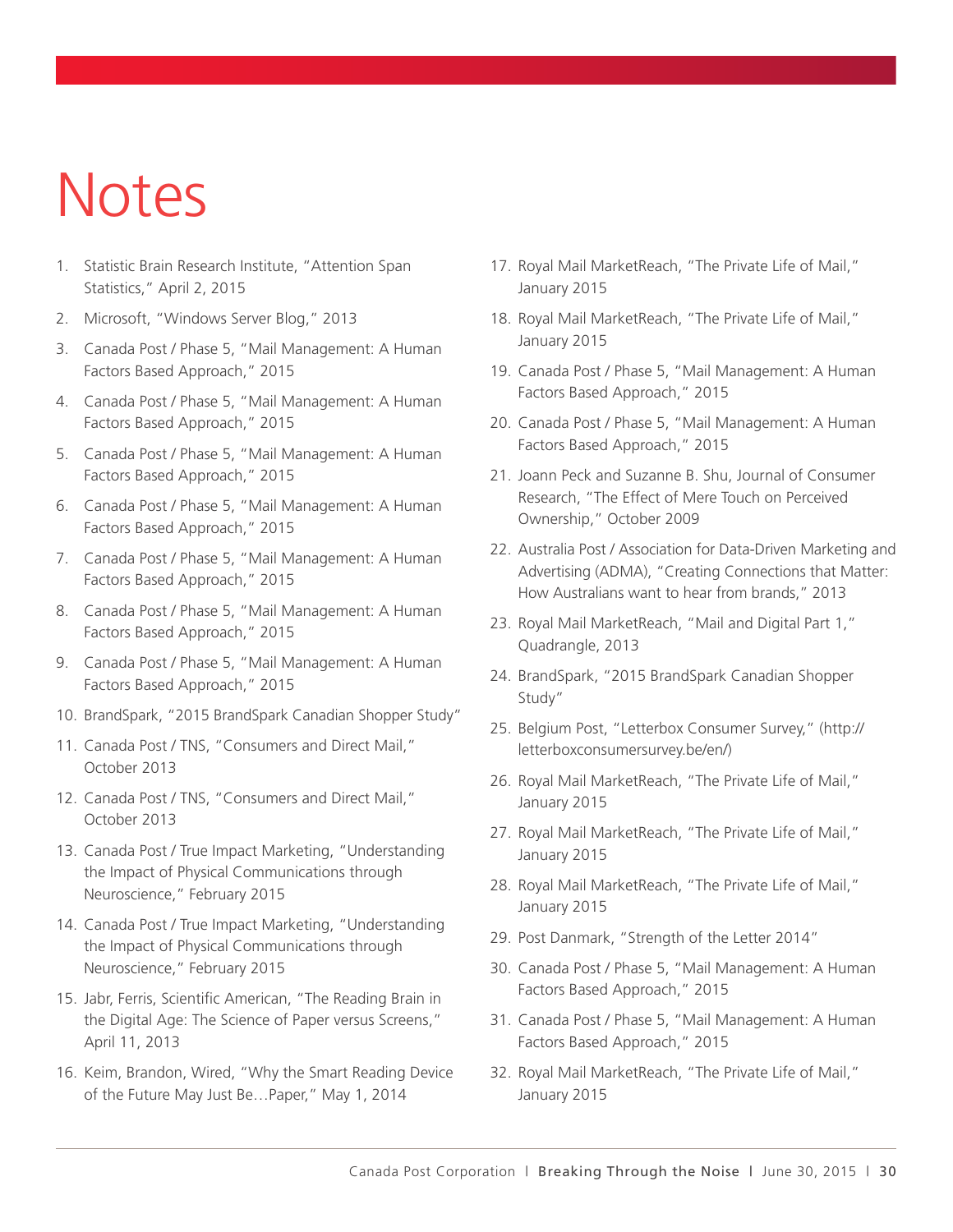# Notes

1. Statistic Brain Research Institute, "Attention Span Statistics," April 2, 2015
2. Microsoft, "Windows Server Blog," 2013
3. Canada Post / Phase 5, "Mail Management: A Human Factors Based Approach," 2015
4. Canada Post / Phase 5, "Mail Management: A Human Factors Based Approach," 2015
5. Canada Post / Phase 5, "Mail Management: A Human Factors Based Approach," 2015
6. Canada Post / Phase 5, "Mail Management: A Human Factors Based Approach," 2015
7. Canada Post / Phase 5, "Mail Management: A Human Factors Based Approach," 2015
8. Canada Post / Phase 5, "Mail Management: A Human Factors Based Approach," 2015
9. Canada Post / Phase 5, "Mail Management: A Human Factors Based Approach," 2015
10. BrandSpark, "2015 BrandSpark Canadian Shopper Study"
11. Canada Post / TNS, "Consumers and Direct Mail," October 2013
12. Canada Post / TNS, "Consumers and Direct Mail," October 2013
13. Canada Post / True Impact Marketing, "Understanding the Impact of Physical Communications through Neuroscience," February 2015
14. Canada Post / True Impact Marketing, "Understanding the Impact of Physical Communications through Neuroscience," February 2015
15. Jabr, Ferris, Scientific American, "The Reading Brain in the Digital Age: The Science of Paper versus Screens," April 11, 2013
16. Keim, Brandon, Wired, "Why the Smart Reading Device of the Future May Just Be…Paper," May 1, 2014
17. Royal Mail MarketReach, "The Private Life of Mail," January 2015
18. Royal Mail MarketReach, "The Private Life of Mail," January 2015
19. Canada Post / Phase 5, "Mail Management: A Human Factors Based Approach," 2015
20. Canada Post / Phase 5, "Mail Management: A Human Factors Based Approach," 2015
21. Joann Peck and Suzanne B. Shu, Journal of Consumer Research, "The Effect of Mere Touch on Perceived Ownership," October 2009
22. Australia Post / Association for Data-Driven Marketing and Advertising (ADMA), "Creating Connections that Matter: How Australians want to hear from brands," 2013
23. Royal Mail MarketReach, "Mail and Digital Part 1," Quadrangle, 2013
24. BrandSpark, "2015 BrandSpark Canadian Shopper Study"
25. Belgium Post, "Letterbox Consumer Survey," (http://letterboxconsumersurvey.be/en/)
26. Royal Mail MarketReach, "The Private Life of Mail," January 2015
27. Royal Mail MarketReach, "The Private Life of Mail," January 2015
28. Royal Mail MarketReach, "The Private Life of Mail," January 2015
29. Post Danmark, "Strength of the Letter 2014"
30. Canada Post / Phase 5, "Mail Management: A Human Factors Based Approach," 2015
31. Canada Post / Phase 5, "Mail Management: A Human Factors Based Approach," 2015
32. Royal Mail MarketReach, "The Private Life of Mail," January 2015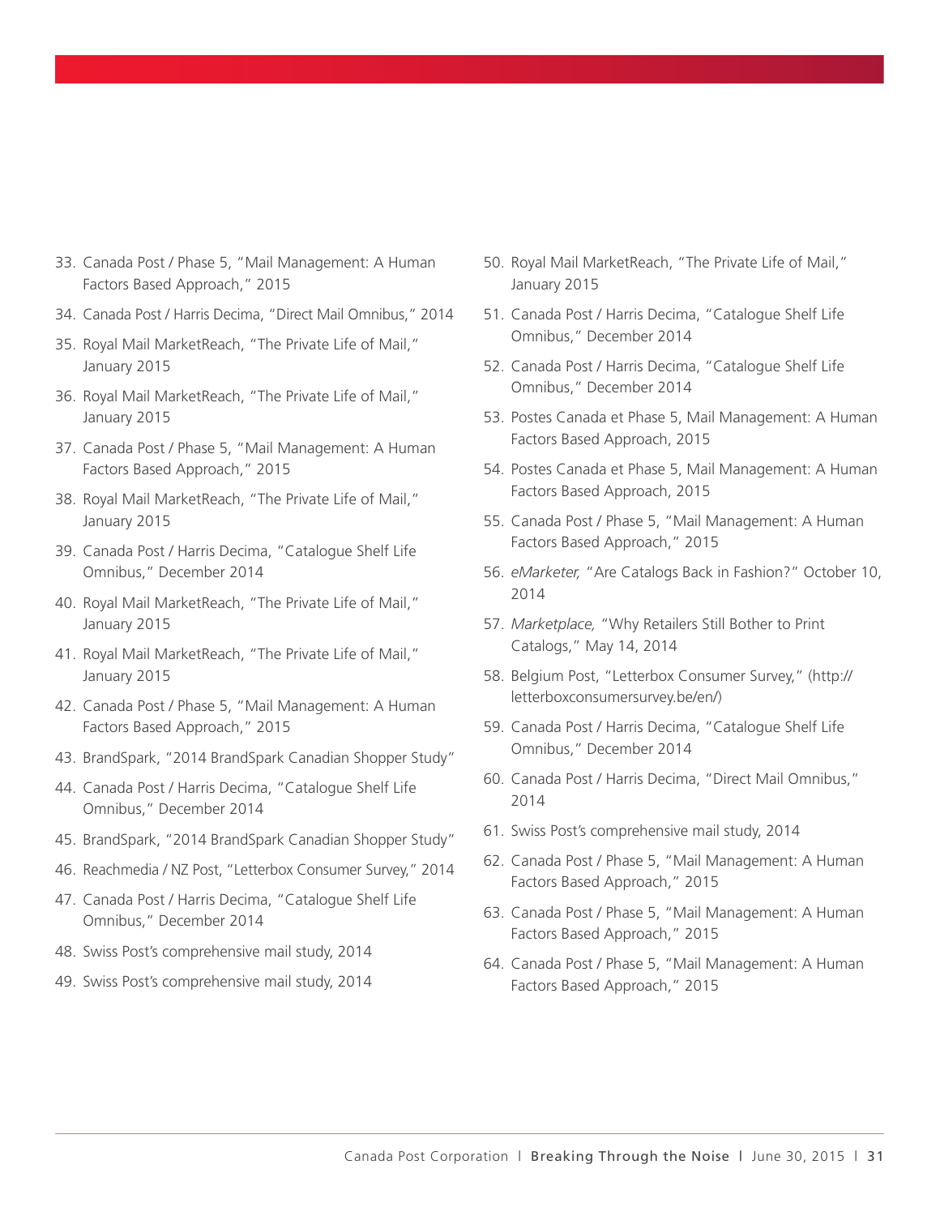33. Canada Post / Phase 5, "Mail Management: A Human Factors Based Approach," 2015
34. Canada Post / Harris Decima, "Direct Mail Omnibus," 2014
35. Royal Mail MarketReach, "The Private Life of Mail," January 2015
36. Royal Mail MarketReach, "The Private Life of Mail," January 2015
37. Canada Post / Phase 5, "Mail Management: A Human Factors Based Approach," 2015
38. Royal Mail MarketReach, "The Private Life of Mail," January 2015
39. Canada Post / Harris Decima, "Catalogue Shelf Life Omnibus," December 2014
40. Royal Mail MarketReach, "The Private Life of Mail," January 2015
41. Royal Mail MarketReach, "The Private Life of Mail," January 2015
42. Canada Post / Phase 5, "Mail Management: A Human Factors Based Approach," 2015
43. BrandSpark, "2014 BrandSpark Canadian Shopper Study"
44. Canada Post / Harris Decima, "Catalogue Shelf Life Omnibus," December 2014
45. BrandSpark, "2014 BrandSpark Canadian Shopper Study"
46. Reachmedia / NZ Post, "Letterbox Consumer Survey," 2014
47. Canada Post / Harris Decima, "Catalogue Shelf Life Omnibus," December 2014
48. Swiss Post's comprehensive mail study, 2014
49. Swiss Post's comprehensive mail study, 2014
50. Royal Mail MarketReach, "The Private Life of Mail," January 2015
51. Canada Post / Harris Decima, "Catalogue Shelf Life Omnibus," December 2014
52. Canada Post / Harris Decima, "Catalogue Shelf Life Omnibus," December 2014
53. Postes Canada et Phase 5, Mail Management: A Human Factors Based Approach, 2015
54. Postes Canada et Phase 5, Mail Management: A Human Factors Based Approach, 2015
55. Canada Post / Phase 5, "Mail Management: A Human Factors Based Approach," 2015
56. *eMarketer,* "Are Catalogs Back in Fashion?" October 10, 2014
57. *Marketplace,* "Why Retailers Still Bother to Print Catalogs," May 14, 2014
58. Belgium Post, "Letterbox Consumer Survey," (http://letterboxconsumersurvey.be/en/)
59. Canada Post / Harris Decima, "Catalogue Shelf Life Omnibus," December 2014
60. Canada Post / Harris Decima, "Direct Mail Omnibus," 2014
61. Swiss Post's comprehensive mail study, 2014
62. Canada Post / Phase 5, "Mail Management: A Human Factors Based Approach," 2015
63. Canada Post / Phase 5, "Mail Management: A Human Factors Based Approach," 2015
64. Canada Post / Phase 5, "Mail Management: A Human Factors Based Approach," 2015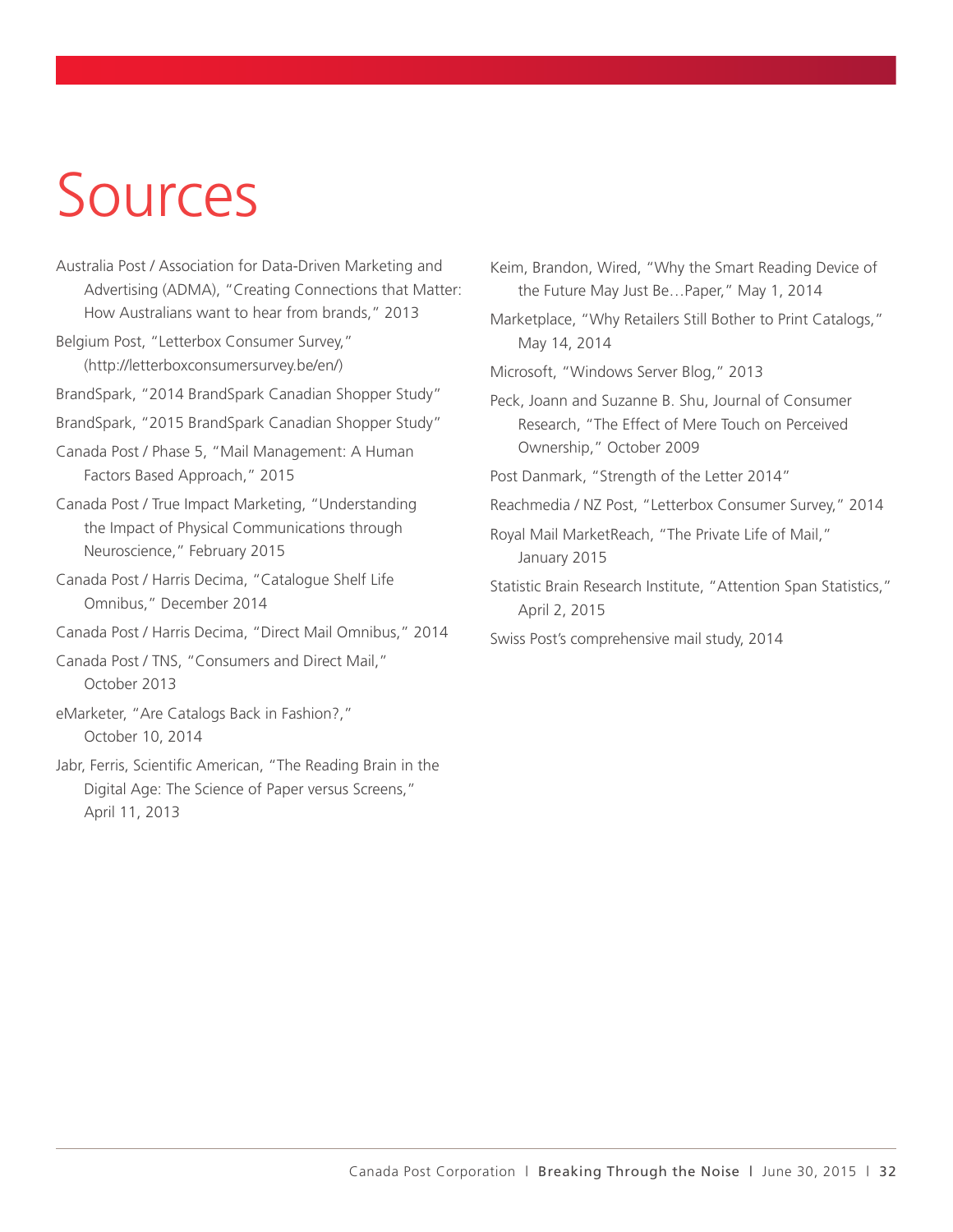# Sources

Australia Post / Association for Data-Driven Marketing and Advertising (ADMA), "Creating Connections that Matter: How Australians want to hear from brands," 2013

Belgium Post, "Letterbox Consumer Survey," (http://letterboxconsumersurvey.be/en/)

BrandSpark, "2014 BrandSpark Canadian Shopper Study"

BrandSpark, "2015 BrandSpark Canadian Shopper Study"

Canada Post / Phase 5, "Mail Management: A Human Factors Based Approach," 2015

Canada Post / True Impact Marketing, "Understanding the Impact of Physical Communications through Neuroscience," February 2015

Canada Post / Harris Decima, "Catalogue Shelf Life Omnibus," December 2014

Canada Post / Harris Decima, "Direct Mail Omnibus," 2014

Canada Post / TNS, "Consumers and Direct Mail," October 2013

eMarketer, "Are Catalogs Back in Fashion?," October 10, 2014

Jabr, Ferris, Scientific American, "The Reading Brain in the Digital Age: The Science of Paper versus Screens," April 11, 2013

Keim, Brandon, Wired, "Why the Smart Reading Device of the Future May Just Be…Paper," May 1, 2014

Marketplace, "Why Retailers Still Bother to Print Catalogs," May 14, 2014

Microsoft, "Windows Server Blog," 2013

Peck, Joann and Suzanne B. Shu, Journal of Consumer Research, "The Effect of Mere Touch on Perceived Ownership," October 2009

Post Danmark, "Strength of the Letter 2014"

Reachmedia / NZ Post, "Letterbox Consumer Survey," 2014

Royal Mail MarketReach, "The Private Life of Mail," January 2015

Statistic Brain Research Institute, "Attention Span Statistics," April 2, 2015

Swiss Post's comprehensive mail study, 2014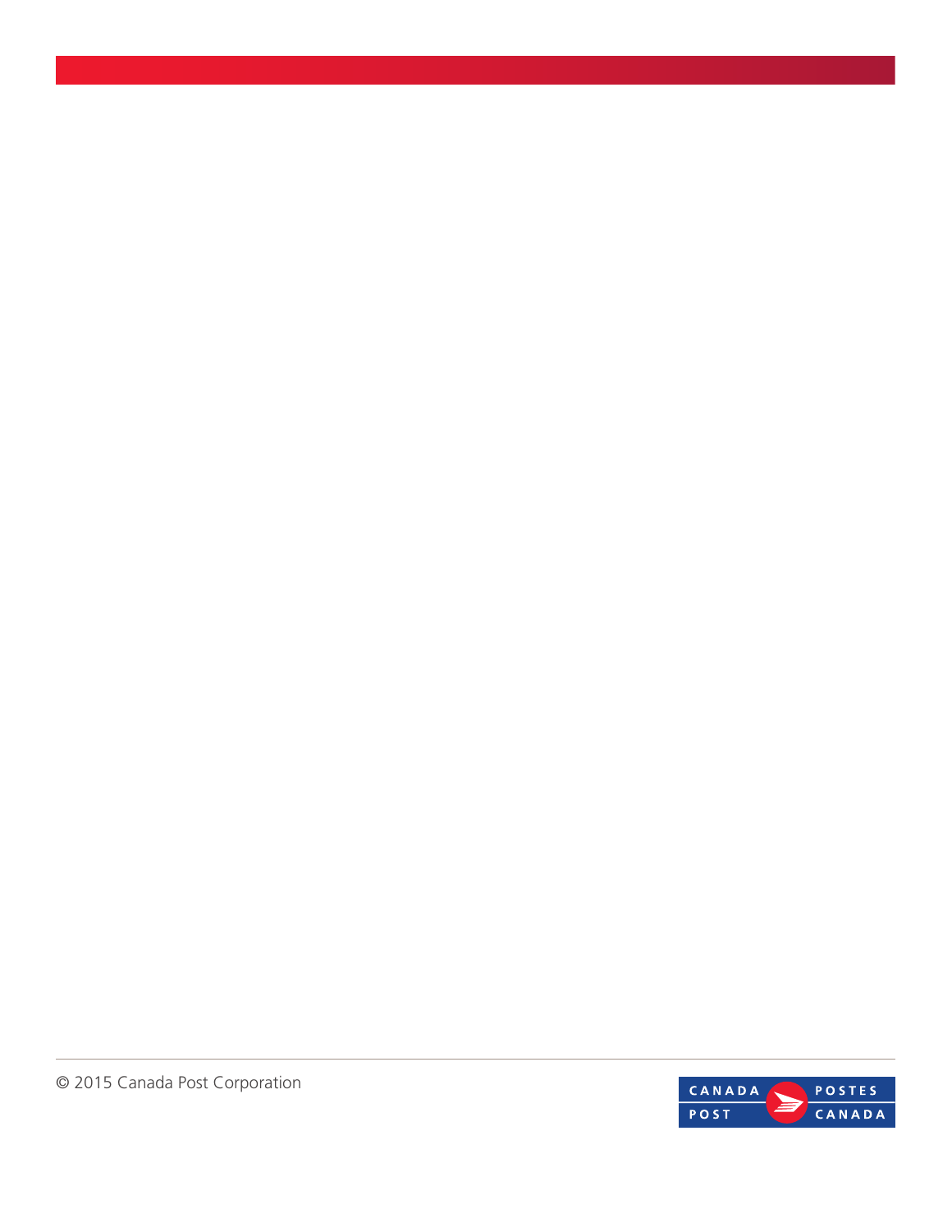© 2015 Canada Post Corporation

CANADA POST POSTES CANADA